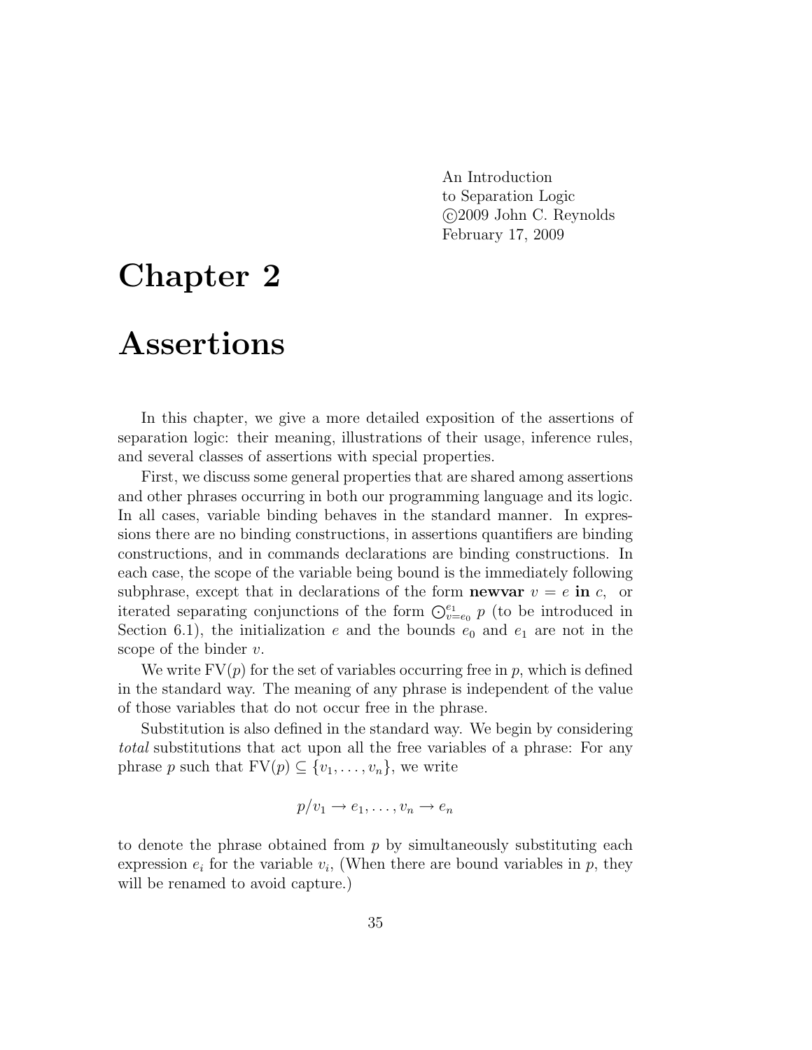An Introduction
to Separation Logic
©2009 John C. Reynolds
February 17, 2009

# Chapter 2

# Assertions

In this chapter, we give a more detailed exposition of the assertions of separation logic: their meaning, illustrations of their usage, inference rules, and several classes of assertions with special properties.

First, we discuss some general properties that are shared among assertions and other phrases occurring in both our programming language and its logic. In all cases, variable binding behaves in the standard manner. In expressions there are no binding constructions, in assertions quantifiers are binding constructions, and in commands declarations are binding constructions. In each case, the scope of the variable being bound is the immediately following subphrase, except that in declarations of the form **newvar** $v = e$ **in** $c$, or iterated separating conjunctions of the form $\bigodot_{v=e_0}^{e_1} p$ (to be introduced in Section 6.1), the initialization $e$ and the bounds $e_0$ and $e_1$ are not in the scope of the binder $v$.

We write $\mathrm{FV}(p)$ for the set of variables occurring free in $p$, which is defined in the standard way. The meaning of any phrase is independent of the value of those variables that do not occur free in the phrase.

Substitution is also defined in the standard way. We begin by considering *total* substitutions that act upon all the free variables of a phrase: For any phrase $p$ such that $\mathrm{FV}(p) \subseteq \{v_1, \ldots, v_n\}$, we write

$$p/v_1 \to e_1, \ldots, v_n \to e_n$$

to denote the phrase obtained from $p$ by simultaneously substituting each expression $e_i$ for the variable $v_i$, (When there are bound variables in $p$, they will be renamed to avoid capture.)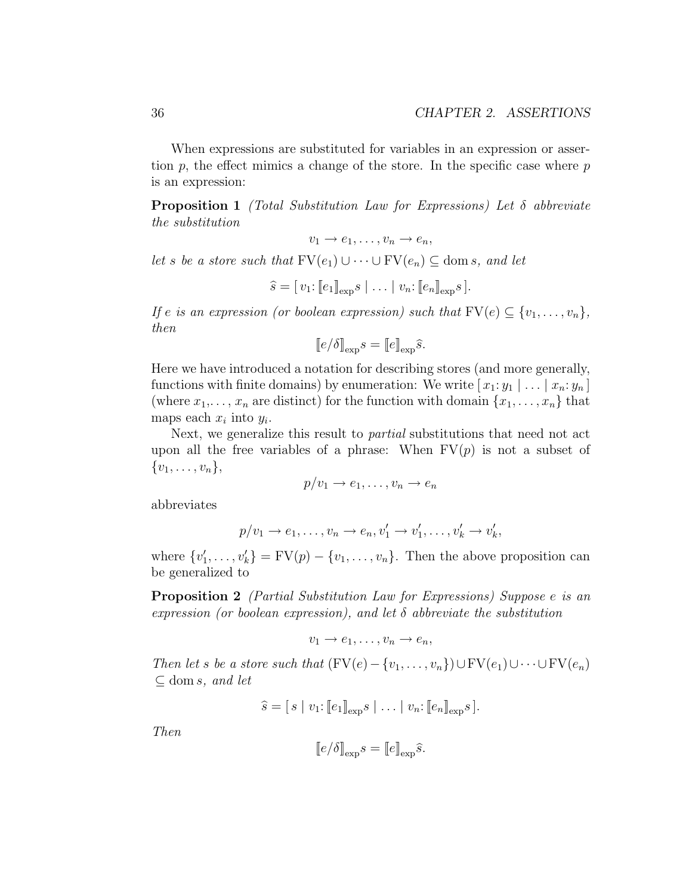When expressions are substituted for variables in an expression or assertion $p$, the effect mimics a change of the store. In the specific case where $p$ is an expression:

**Proposition 1** *(Total Substitution Law for Expressions) Let $\delta$ abbreviate the substitution*

$$v_1 \to e_1, \ldots, v_n \to e_n,$$

*let $s$ be a store such that $\mathrm{FV}(e_1) \cup \cdots \cup \mathrm{FV}(e_n) \subseteq \mathrm{dom}\, s$, and let*

$$\widehat{s} = [\, v_1 \colon [\![e_1]\!]_{\exp} s \mid \ldots \mid v_n \colon [\![e_n]\!]_{\exp} s \,].$$

*If $e$ is an expression (or boolean expression) such that $\mathrm{FV}(e) \subseteq \{v_1, \ldots, v_n\}$, then*

$$[\![e/\delta]\!]_{\exp} s = [\![e]\!]_{\exp} \widehat{s}.$$

Here we have introduced a notation for describing stores (and more generally, functions with finite domains) by enumeration: We write $[\, x_1 \colon y_1 \mid \ldots \mid x_n \colon y_n \,]$ (where $x_1, \ldots, x_n$ are distinct) for the function with domain $\{x_1, \ldots, x_n\}$ that maps each $x_i$ into $y_i$.

Next, we generalize this result to *partial* substitutions that need not act upon all the free variables of a phrase: When $\mathrm{FV}(p)$ is not a subset of $\{v_1, \ldots, v_n\}$,

$$p/v_1 \to e_1, \ldots, v_n \to e_n$$

abbreviates

$$p/v_1 \to e_1, \ldots, v_n \to e_n, v'_1 \to v'_1, \ldots, v'_k \to v'_k,$$

where $\{v'_1, \ldots, v'_k\} = \mathrm{FV}(p) - \{v_1, \ldots, v_n\}$. Then the above proposition can be generalized to

**Proposition 2** *(Partial Substitution Law for Expressions) Suppose $e$ is an expression (or boolean expression), and let $\delta$ abbreviate the substitution*

$$v_1 \to e_1, \ldots, v_n \to e_n,$$

*Then let $s$ be a store such that $(\mathrm{FV}(e) - \{v_1, \ldots, v_n\}) \cup \mathrm{FV}(e_1) \cup \cdots \cup \mathrm{FV}(e_n) \subseteq \mathrm{dom}\, s$, and let*

$$\widehat{s} = [\, s \mid v_1 \colon [\![e_1]\!]_{\exp} s \mid \ldots \mid v_n \colon [\![e_n]\!]_{\exp} s \,].$$

*Then*

$$[\![e/\delta]\!]_{\exp} s = [\![e]\!]_{\exp} \widehat{s}.$$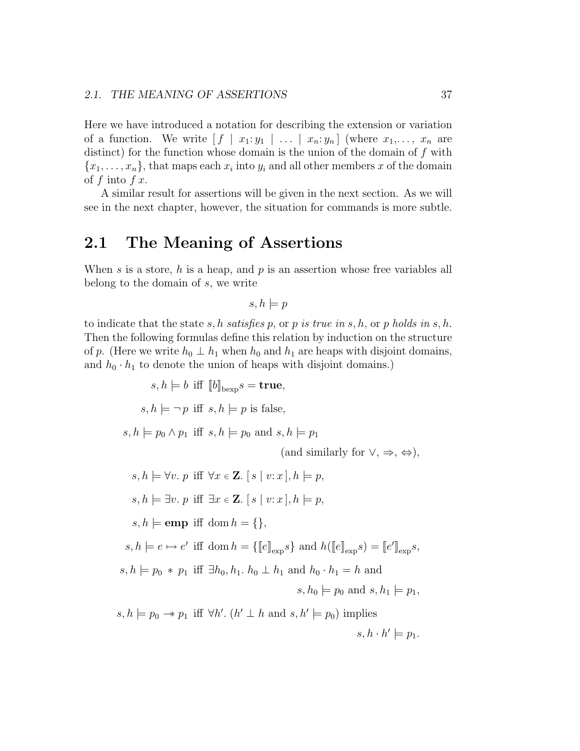Here we have introduced a notation for describing the extension or variation of a function. We write $[\, f \mid x_1\colon y_1 \mid \ldots \mid x_n\colon y_n \,]$ (where $x_1, \ldots, x_n$ are distinct) for the function whose domain is the union of the domain of $f$ with $\{x_1, \ldots, x_n\}$, that maps each $x_i$ into $y_i$ and all other members $x$ of the domain of $f$ into $f\,x$.

A similar result for assertions will be given in the next section. As we will see in the next chapter, however, the situation for commands is more subtle.

## 2.1 The Meaning of Assertions

When $s$ is a store, $h$ is a heap, and $p$ is an assertion whose free variables all belong to the domain of $s$, we write

$$s, h \models p$$

to indicate that the state $s, h$ *satisfies* $p$, or $p$ *is true in* $s, h$, or $p$ *holds in* $s, h$. Then the following formulas define this relation by induction on the structure of $p$. (Here we write $h_0 \perp h_1$ when $h_0$ and $h_1$ are heaps with disjoint domains, and $h_0 \cdot h_1$ to denote the union of heaps with disjoint domains.)

$$s, h \models b \text{ iff } [\![b]\!]_{\text{bexp}} s = \textbf{true},$$

$$s, h \models \neg\, p \text{ iff } s, h \models p \text{ is false},$$

$$s, h \models p_0 \wedge p_1 \text{ iff } s, h \models p_0 \text{ and } s, h \models p_1$$

$$\text{(and similarly for } \vee, \Rightarrow, \Leftrightarrow\text{)},$$

$$s, h \models \forall v.\ p \text{ iff } \forall x \in \mathbf{Z}.\ [\, s \mid v\colon x \,], h \models p,$$

$$s, h \models \exists v.\ p \text{ iff } \exists x \in \mathbf{Z}.\ [\, s \mid v\colon x \,], h \models p,$$

$$s, h \models \mathbf{emp} \text{ iff } \operatorname{dom} h = \{\},$$

$$s, h \models e \mapsto e' \text{ iff } \operatorname{dom} h = \{[\![e]\!]_{\text{exp}} s\} \text{ and } h([\![e]\!]_{\text{exp}} s) = [\![e']\!]_{\text{exp}} s,$$

$$s, h \models p_0 \ast p_1 \text{ iff } \exists h_0, h_1.\ h_0 \perp h_1 \text{ and } h_0 \cdot h_1 = h \text{ and}$$

$$s, h_0 \models p_0 \text{ and } s, h_1 \models p_1,$$

$$s, h \models p_0 \mathrel{-\!\!\ast} p_1 \text{ iff } \forall h'.\ (h' \perp h \text{ and } s, h' \models p_0) \text{ implies}$$

$$s, h \cdot h' \models p_1.$$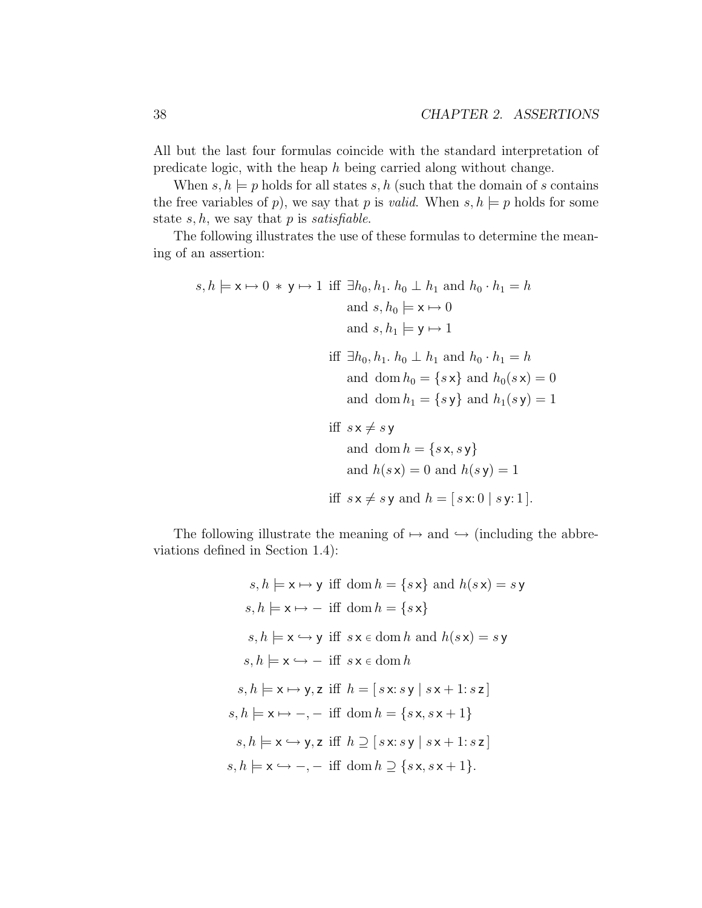All but the last four formulas coincide with the standard interpretation of predicate logic, with the heap $h$ being carried along without change.

When $s, h \models p$ holds for all states $s, h$ (such that the domain of $s$ contains the free variables of $p$), we say that $p$ is *valid*. When $s, h \models p$ holds for some state $s, h$, we say that $p$ is *satisfiable*.

The following illustrates the use of these formulas to determine the meaning of an assertion:

$$
\begin{aligned}
s, h \models \mathsf{x} \mapsto 0 \ast \mathsf{y} \mapsto 1 \text{ iff } & \exists h_0, h_1.\ h_0 \perp h_1 \text{ and } h_0 \cdot h_1 = h \\
& \quad \text{and } s, h_0 \models \mathsf{x} \mapsto 0 \\
& \quad \text{and } s, h_1 \models \mathsf{y} \mapsto 1 \\[1ex]
\text{iff } & \exists h_0, h_1.\ h_0 \perp h_1 \text{ and } h_0 \cdot h_1 = h \\
& \quad \text{and } \operatorname{dom} h_0 = \{s\,\mathsf{x}\} \text{ and } h_0(s\,\mathsf{x}) = 0 \\
& \quad \text{and } \operatorname{dom} h_1 = \{s\,\mathsf{y}\} \text{ and } h_1(s\,\mathsf{y}) = 1 \\[1ex]
\text{iff } & s\,\mathsf{x} \neq s\,\mathsf{y} \\
& \quad \text{and } \operatorname{dom} h = \{s\,\mathsf{x}, s\,\mathsf{y}\} \\
& \quad \text{and } h(s\,\mathsf{x}) = 0 \text{ and } h(s\,\mathsf{y}) = 1 \\[1ex]
\text{iff } & s\,\mathsf{x} \neq s\,\mathsf{y} \text{ and } h = [\, s\,\mathsf{x}\colon 0 \mid s\,\mathsf{y}\colon 1\,].
\end{aligned}
$$

The following illustrate the meaning of $\mapsto$ and $\hookrightarrow$ (including the abbreviations defined in Section 1.4):

$$
\begin{aligned}
s, h \models \mathsf{x} \mapsto \mathsf{y} &\text{ iff } \operatorname{dom} h = \{s\,\mathsf{x}\} \text{ and } h(s\,\mathsf{x}) = s\,\mathsf{y} \\
s, h \models \mathsf{x} \mapsto - &\text{ iff } \operatorname{dom} h = \{s\,\mathsf{x}\} \\[1ex]
s, h \models \mathsf{x} \hookrightarrow \mathsf{y} &\text{ iff } s\,\mathsf{x} \in \operatorname{dom} h \text{ and } h(s\,\mathsf{x}) = s\,\mathsf{y} \\
s, h \models \mathsf{x} \hookrightarrow - &\text{ iff } s\,\mathsf{x} \in \operatorname{dom} h \\[1ex]
s, h \models \mathsf{x} \mapsto \mathsf{y}, \mathsf{z} &\text{ iff } h = [\, s\,\mathsf{x}\colon s\,\mathsf{y} \mid s\,\mathsf{x} + 1\colon s\,\mathsf{z}\,] \\
s, h \models \mathsf{x} \mapsto -, - &\text{ iff } \operatorname{dom} h = \{s\,\mathsf{x}, s\,\mathsf{x} + 1\} \\[1ex]
s, h \models \mathsf{x} \hookrightarrow \mathsf{y}, \mathsf{z} &\text{ iff } h \supseteq [\, s\,\mathsf{x}\colon s\,\mathsf{y} \mid s\,\mathsf{x} + 1\colon s\,\mathsf{z}\,] \\
s, h \models \mathsf{x} \hookrightarrow -, - &\text{ iff } \operatorname{dom} h \supseteq \{s\,\mathsf{x}, s\,\mathsf{x} + 1\}.
\end{aligned}
$$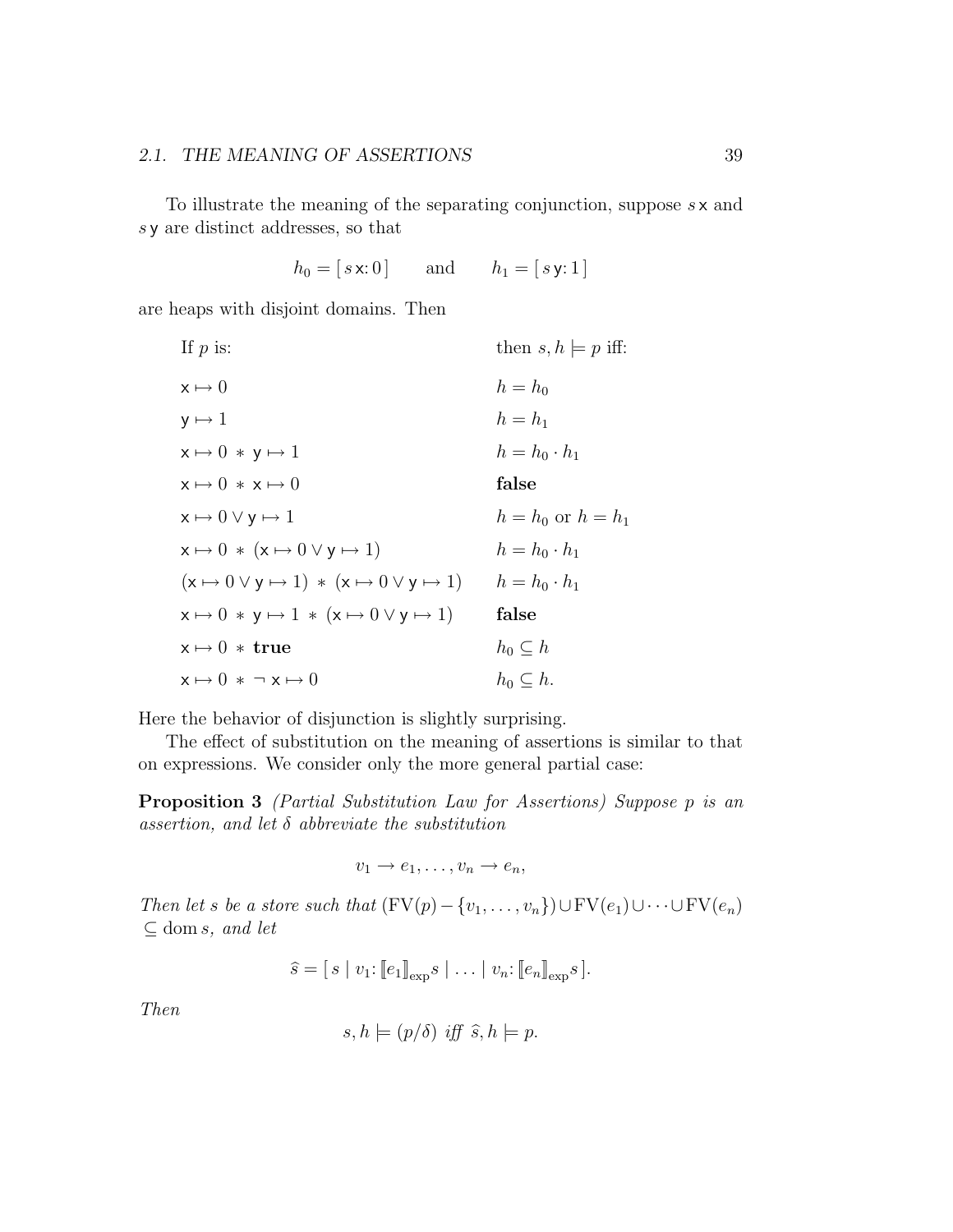To illustrate the meaning of the separating conjunction, suppose $s\,\mathsf{x}$ and $s\,\mathsf{y}$ are distinct addresses, so that

$$h_0 = [\, s\,\mathsf{x}\colon 0\,] \qquad \text{and} \qquad h_1 = [\, s\,\mathsf{y}\colon 1\,]$$

are heaps with disjoint domains. Then

| If $p$ is: | then $s, h \models p$ iff: |
|---|---|
| $\mathsf{x} \mapsto 0$ | $h = h_0$ |
| $\mathsf{y} \mapsto 1$ | $h = h_1$ |
| $\mathsf{x} \mapsto 0 \,*\, \mathsf{y} \mapsto 1$ | $h = h_0 \cdot h_1$ |
| $\mathsf{x} \mapsto 0 \,*\, \mathsf{x} \mapsto 0$ | **false** |
| $\mathsf{x} \mapsto 0 \vee \mathsf{y} \mapsto 1$ | $h = h_0$ or $h = h_1$ |
| $\mathsf{x} \mapsto 0 \,*\, (\mathsf{x} \mapsto 0 \vee \mathsf{y} \mapsto 1)$ | $h = h_0 \cdot h_1$ |
| $(\mathsf{x} \mapsto 0 \vee \mathsf{y} \mapsto 1) \,*\, (\mathsf{x} \mapsto 0 \vee \mathsf{y} \mapsto 1)$ | $h = h_0 \cdot h_1$ |
| $\mathsf{x} \mapsto 0 \,*\, \mathsf{y} \mapsto 1 \,*\, (\mathsf{x} \mapsto 0 \vee \mathsf{y} \mapsto 1)$ | **false** |
| $\mathsf{x} \mapsto 0 \,*\, \mathbf{true}$ | $h_0 \subseteq h$ |
| $\mathsf{x} \mapsto 0 \,*\, \neg\, \mathsf{x} \mapsto 0$ | $h_0 \subseteq h$. |

Here the behavior of disjunction is slightly surprising.

The effect of substitution on the meaning of assertions is similar to that on expressions. We consider only the more general partial case:

**Proposition 3** *(Partial Substitution Law for Assertions) Suppose $p$ is an assertion, and let $\delta$ abbreviate the substitution*

$$v_1 \to e_1, \ldots, v_n \to e_n,$$

*Then let $s$ be a store such that $(\mathrm{FV}(p) - \{v_1, \ldots, v_n\}) \cup \mathrm{FV}(e_1) \cup \cdots \cup \mathrm{FV}(e_n) \subseteq \mathrm{dom}\, s$, and let*

$$\widehat{s} = [\, s \mid v_1\colon [\![e_1]\!]_{\exp} s \mid \ldots \mid v_n\colon [\![e_n]\!]_{\exp} s\,].$$

*Then*

$$s, h \models (p/\delta) \text{ iff } \widehat{s}, h \models p.$$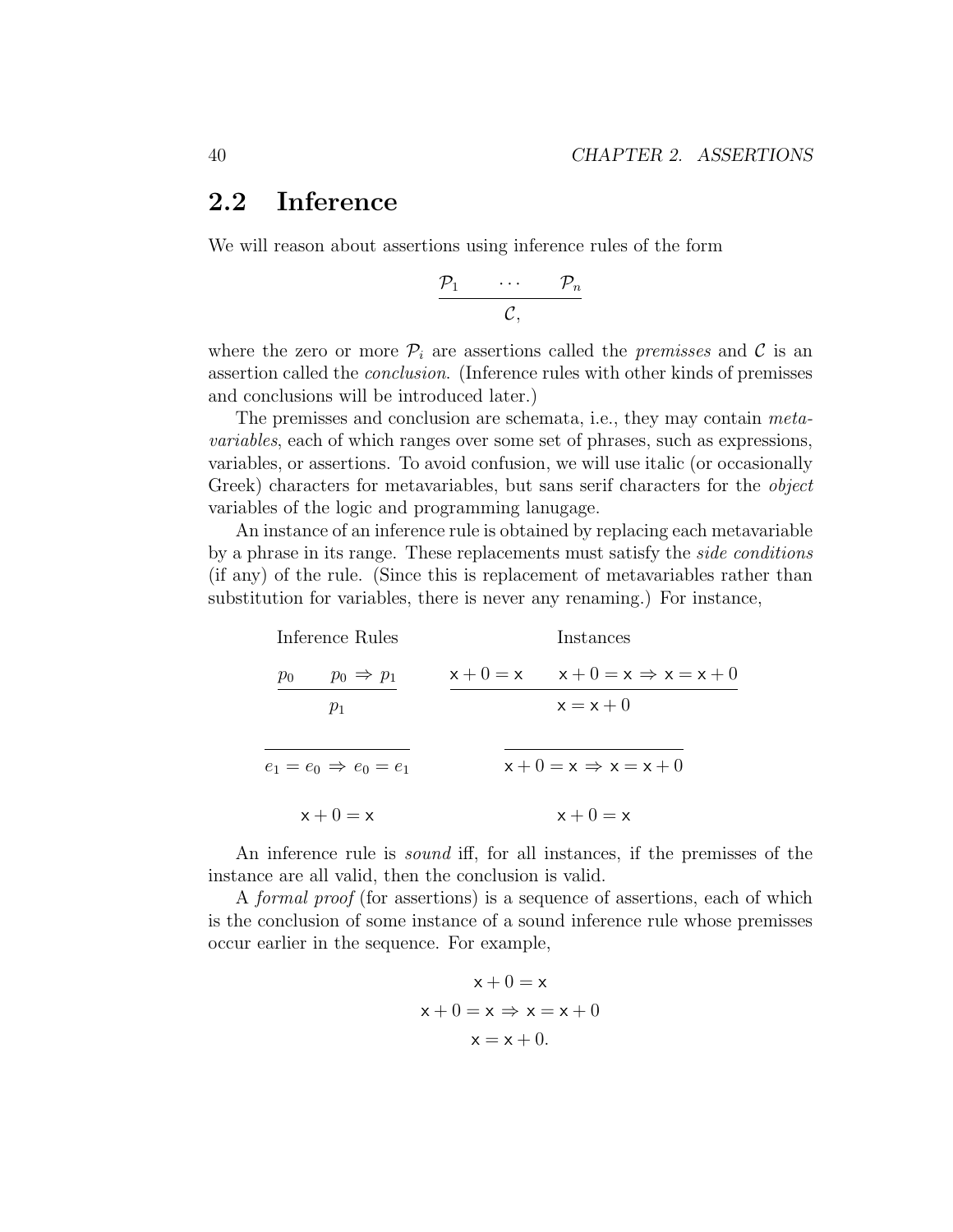## 2.2 Inference

We will reason about assertions using inference rules of the form

$$\frac{\mathcal{P}_1 \qquad \cdots \qquad \mathcal{P}_n}{\mathcal{C},}$$

where the zero or more $\mathcal{P}_i$ are assertions called the *premisses* and $\mathcal{C}$ is an assertion called the *conclusion*. (Inference rules with other kinds of premisses and conclusions will be introduced later.)

The premisses and conclusion are schemata, i.e., they may contain *metavariables*, each of which ranges over some set of phrases, such as expressions, variables, or assertions. To avoid confusion, we will use italic (or occasionally Greek) characters for metavariables, but sans serif characters for the *object* variables of the logic and programming lanugage.

An instance of an inference rule is obtained by replacing each metavariable by a phrase in its range. These replacements must satisfy the *side conditions* (if any) of the rule. (Since this is replacement of metavariables rather than substitution for variables, there is never any renaming.) For instance,

| Inference Rules | Instances |
| --- | --- |
| $\dfrac{p_0 \qquad p_0 \Rightarrow p_1}{p_1}$ | $\dfrac{\mathsf{x} + 0 = \mathsf{x} \qquad \mathsf{x} + 0 = \mathsf{x} \Rightarrow \mathsf{x} = \mathsf{x} + 0}{\mathsf{x} = \mathsf{x} + 0}$ |
| $\dfrac{}{e_1 = e_0 \Rightarrow e_0 = e_1}$ | $\dfrac{}{\mathsf{x} + 0 = \mathsf{x} \Rightarrow \mathsf{x} = \mathsf{x} + 0}$ |
| $\mathsf{x} + 0 = \mathsf{x}$ | $\mathsf{x} + 0 = \mathsf{x}$ |

An inference rule is *sound* iff, for all instances, if the premisses of the instance are all valid, then the conclusion is valid.

A *formal proof* (for assertions) is a sequence of assertions, each of which is the conclusion of some instance of a sound inference rule whose premisses occur earlier in the sequence. For example,

$$\mathsf{x} + 0 = \mathsf{x}$$
$$\mathsf{x} + 0 = \mathsf{x} \Rightarrow \mathsf{x} = \mathsf{x} + 0$$
$$\mathsf{x} = \mathsf{x} + 0.$$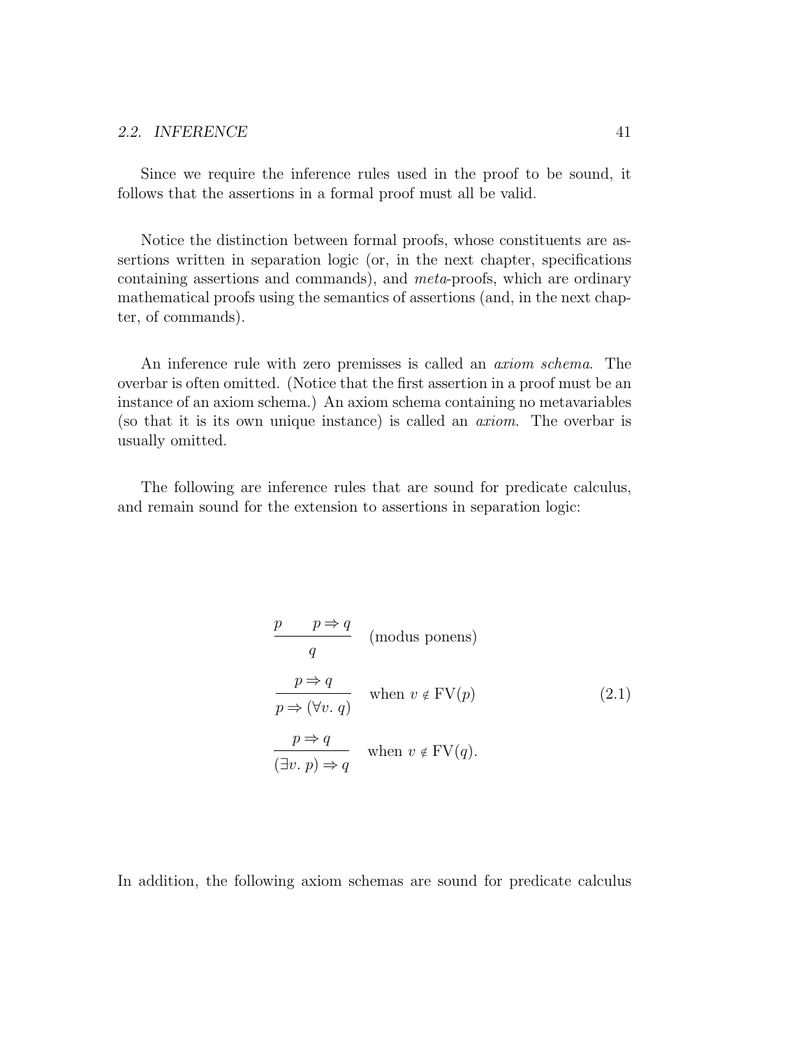Since we require the inference rules used in the proof to be sound, it follows that the assertions in a formal proof must all be valid.

Notice the distinction between formal proofs, whose constituents are assertions written in separation logic (or, in the next chapter, specifications containing assertions and commands), and *meta*-proofs, which are ordinary mathematical proofs using the semantics of assertions (and, in the next chapter, of commands).

An inference rule with zero premisses is called an *axiom schema*. The overbar is often omitted. (Notice that the first assertion in a proof must be an instance of an axiom schema.) An axiom schema containing no metavariables (so that it is its own unique instance) is called an *axiom*. The overbar is usually omitted.

The following are inference rules that are sound for predicate calculus, and remain sound for the extension to assertions in separation logic:

$$
\begin{array}{ll}
\dfrac{p \qquad p \Rightarrow q}{q} & \text{(modus ponens)} \\[2ex]
\dfrac{p \Rightarrow q}{p \Rightarrow (\forall v.\ q)} & \text{when } v \notin \mathrm{FV}(p) \\[2ex]
\dfrac{p \Rightarrow q}{(\exists v.\ p) \Rightarrow q} & \text{when } v \notin \mathrm{FV}(q).
\end{array}
\tag{2.1}
$$

In addition, the following axiom schemas are sound for predicate calculus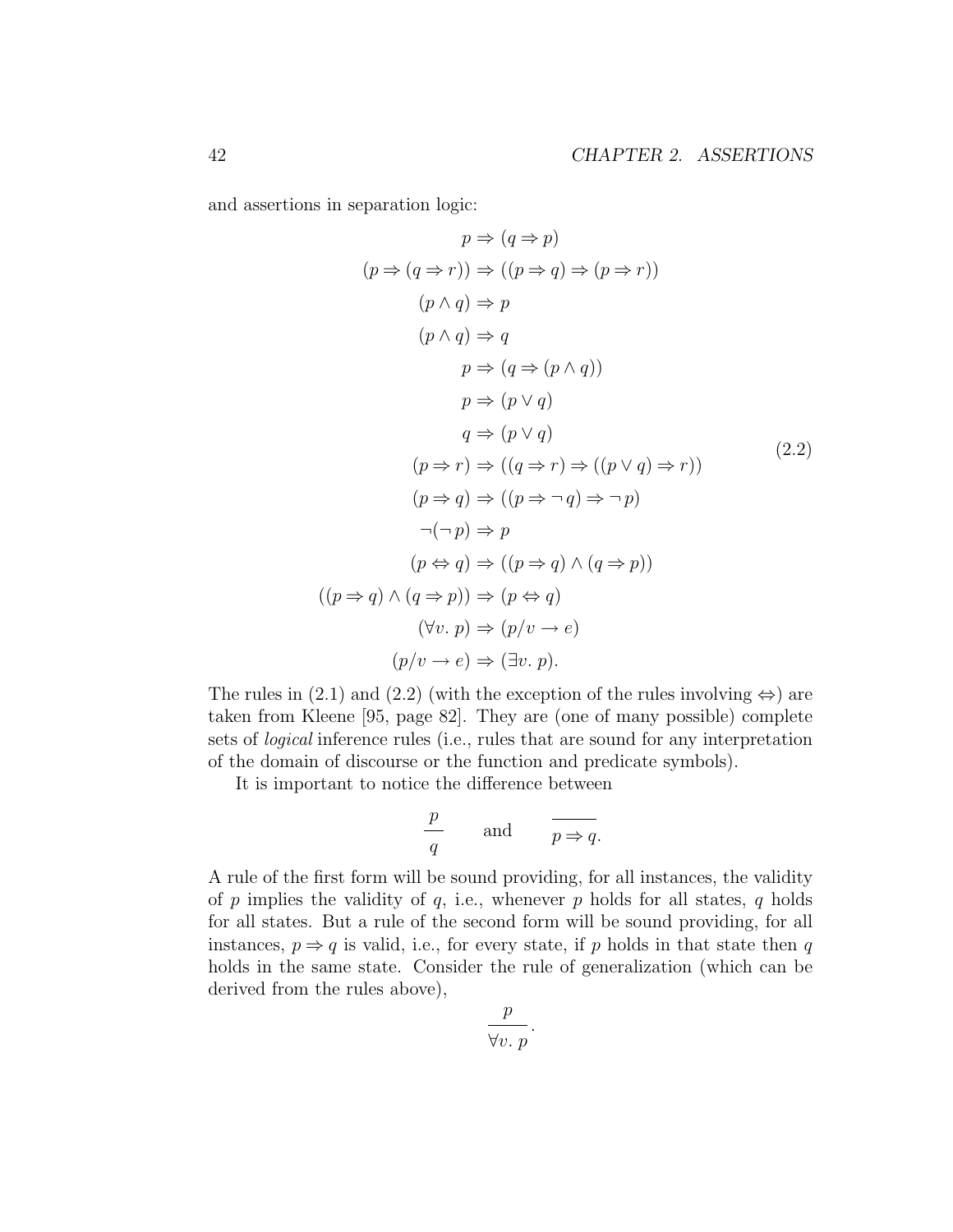and assertions in separation logic:

$$
\begin{aligned}
p &\Rightarrow (q \Rightarrow p) \\
(p \Rightarrow (q \Rightarrow r)) &\Rightarrow ((p \Rightarrow q) \Rightarrow (p \Rightarrow r)) \\
(p \wedge q) &\Rightarrow p \\
(p \wedge q) &\Rightarrow q \\
p &\Rightarrow (q \Rightarrow (p \wedge q)) \\
p &\Rightarrow (p \vee q) \\
q &\Rightarrow (p \vee q) \\
(p \Rightarrow r) &\Rightarrow ((q \Rightarrow r) \Rightarrow ((p \vee q) \Rightarrow r)) \\
(p \Rightarrow q) &\Rightarrow ((p \Rightarrow \neg\, q) \Rightarrow \neg\, p) \\
\neg(\neg\, p) &\Rightarrow p \\
(p \Leftrightarrow q) &\Rightarrow ((p \Rightarrow q) \wedge (q \Rightarrow p)) \\
((p \Rightarrow q) \wedge (q \Rightarrow p)) &\Rightarrow (p \Leftrightarrow q) \\
(\forall v.\ p) &\Rightarrow (p/v \rightarrow e) \\
(p/v \rightarrow e) &\Rightarrow (\exists v.\ p).
\end{aligned}
\tag{2.2}
$$

The rules in (2.1) and (2.2) (with the exception of the rules involving $\Leftrightarrow$) are taken from Kleene [95, page 82]. They are (one of many possible) complete sets of *logical* inference rules (i.e., rules that are sound for any interpretation of the domain of discourse or the function and predicate symbols).

It is important to notice the difference between

$$
\frac{p}{q} \qquad \text{and} \qquad \overline{p \Rightarrow q}.
$$

A rule of the first form will be sound providing, for all instances, the validity of $p$ implies the validity of $q$, i.e., whenever $p$ holds for all states, $q$ holds for all states. But a rule of the second form will be sound providing, for all instances, $p \Rightarrow q$ is valid, i.e., for every state, if $p$ holds in that state then $q$ holds in the same state. Consider the rule of generalization (which can be derived from the rules above),

$$
\frac{p}{\forall v.\ p}.
$$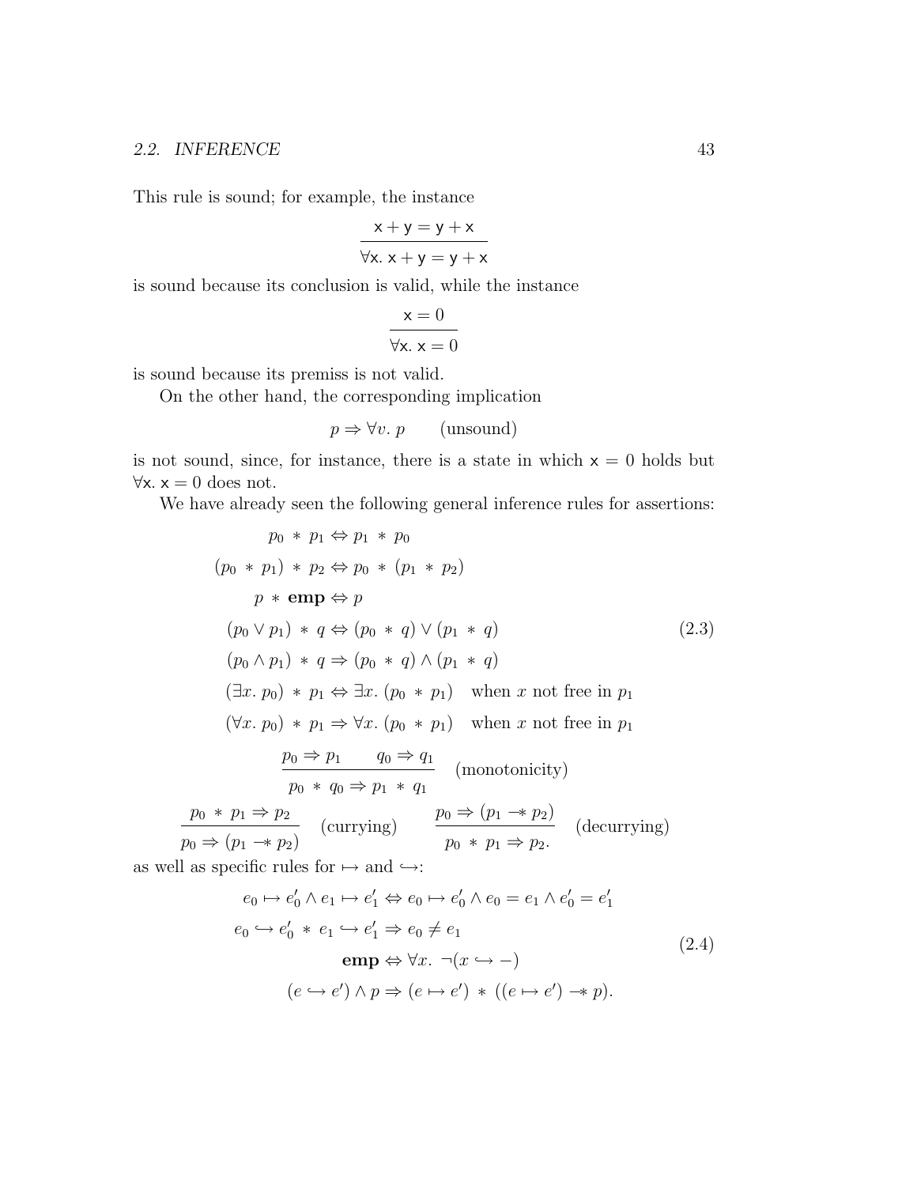This rule is sound; for example, the instance

$$\frac{\mathsf{x} + \mathsf{y} = \mathsf{y} + \mathsf{x}}{\forall \mathsf{x}.\ \mathsf{x} + \mathsf{y} = \mathsf{y} + \mathsf{x}}$$

is sound because its conclusion is valid, while the instance

$$\frac{\mathsf{x} = 0}{\forall \mathsf{x}.\ \mathsf{x} = 0}$$

is sound because its premiss is not valid.

On the other hand, the corresponding implication

$$p \Rightarrow \forall v.\ p \qquad \text{(unsound)}$$

is not sound, since, for instance, there is a state in which $\mathsf{x} = 0$ holds but $\forall \mathsf{x}.\ \mathsf{x} = 0$ does not.

We have already seen the following general inference rules for assertions:

$$
\begin{aligned}
& p_0 * p_1 \Leftrightarrow p_1 * p_0 \\
& (p_0 * p_1) * p_2 \Leftrightarrow p_0 * (p_1 * p_2) \\
& p * \mathbf{emp} \Leftrightarrow p \\
& (p_0 \vee p_1) * q \Leftrightarrow (p_0 * q) \vee (p_1 * q) \\
& (p_0 \wedge p_1) * q \Rightarrow (p_0 * q) \wedge (p_1 * q) \\
& (\exists x.\ p_0) * p_1 \Leftrightarrow \exists x.\ (p_0 * p_1) \quad \text{when } x \text{ not free in } p_1 \\
& (\forall x.\ p_0) * p_1 \Rightarrow \forall x.\ (p_0 * p_1) \quad \text{when } x \text{ not free in } p_1
\end{aligned}
\tag{2.3}
$$

$$\frac{p_0 \Rightarrow p_1 \qquad q_0 \Rightarrow q_1}{p_0 * q_0 \Rightarrow p_1 * q_1} \quad \text{(monotonicity)}$$

$$\frac{p_0 * p_1 \Rightarrow p_2}{p_0 \Rightarrow (p_1 -\!\!* \ p_2)} \quad \text{(currying)} \qquad \frac{p_0 \Rightarrow (p_1 -\!\!* \ p_2)}{p_0 * p_1 \Rightarrow p_2.} \quad \text{(decurrying)}$$

as well as specific rules for $\mapsto$ and $\hookrightarrow$:

$$
\begin{aligned}
& e_0 \mapsto e_0' \wedge e_1 \mapsto e_1' \Leftrightarrow e_0 \mapsto e_0' \wedge e_0 = e_1 \wedge e_0' = e_1' \\
& e_0 \hookrightarrow e_0' * e_1 \hookrightarrow e_1' \Rightarrow e_0 \neq e_1 \\
& \mathbf{emp} \Leftrightarrow \forall x.\ \neg(x \hookrightarrow -) \\
& (e \hookrightarrow e') \wedge p \Rightarrow (e \mapsto e') * ((e \mapsto e') -\!\!* \ p).
\end{aligned}
\tag{2.4}
$$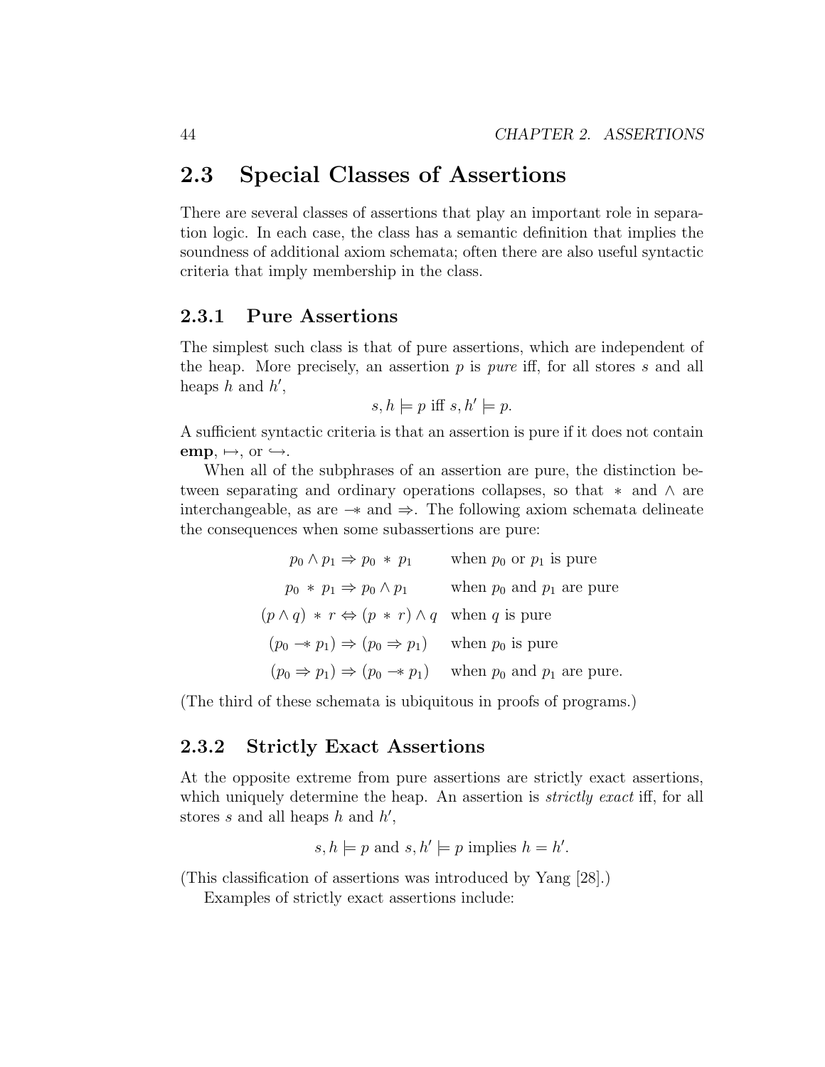## 2.3 Special Classes of Assertions

There are several classes of assertions that play an important role in separation logic. In each case, the class has a semantic definition that implies the soundness of additional axiom schemata; often there are also useful syntactic criteria that imply membership in the class.

### 2.3.1 Pure Assertions

The simplest such class is that of pure assertions, which are independent of the heap. More precisely, an assertion $p$ is *pure* iff, for all stores $s$ and all heaps $h$ and $h'$,

$$s, h \models p \text{ iff } s, h' \models p.$$

A sufficient syntactic criteria is that an assertion is pure if it does not contain **emp**, $\mapsto$, or $\hookrightarrow$.

When all of the subphrases of an assertion are pure, the distinction between separating and ordinary operations collapses, so that $*$ and $\wedge$ are interchangeable, as are $-\!\!*$ and $\Rightarrow$. The following axiom schemata delineate the consequences when some subassertions are pure:

$$\begin{array}{ll}
p_0 \wedge p_1 \Rightarrow p_0 * p_1 & \text{when } p_0 \text{ or } p_1 \text{ is pure} \\
p_0 * p_1 \Rightarrow p_0 \wedge p_1 & \text{when } p_0 \text{ and } p_1 \text{ are pure} \\
(p \wedge q) * r \Leftrightarrow (p * r) \wedge q & \text{when } q \text{ is pure} \\
(p_0 -\!\!* p_1) \Rightarrow (p_0 \Rightarrow p_1) & \text{when } p_0 \text{ is pure} \\
(p_0 \Rightarrow p_1) \Rightarrow (p_0 -\!\!* p_1) & \text{when } p_0 \text{ and } p_1 \text{ are pure.}
\end{array}$$

(The third of these schemata is ubiquitous in proofs of programs.)

### 2.3.2 Strictly Exact Assertions

At the opposite extreme from pure assertions are strictly exact assertions, which uniquely determine the heap. An assertion is *strictly exact* iff, for all stores $s$ and all heaps $h$ and $h'$,

$$s, h \models p \text{ and } s, h' \models p \text{ implies } h = h'.$$

(This classification of assertions was introduced by Yang [28].)

Examples of strictly exact assertions include: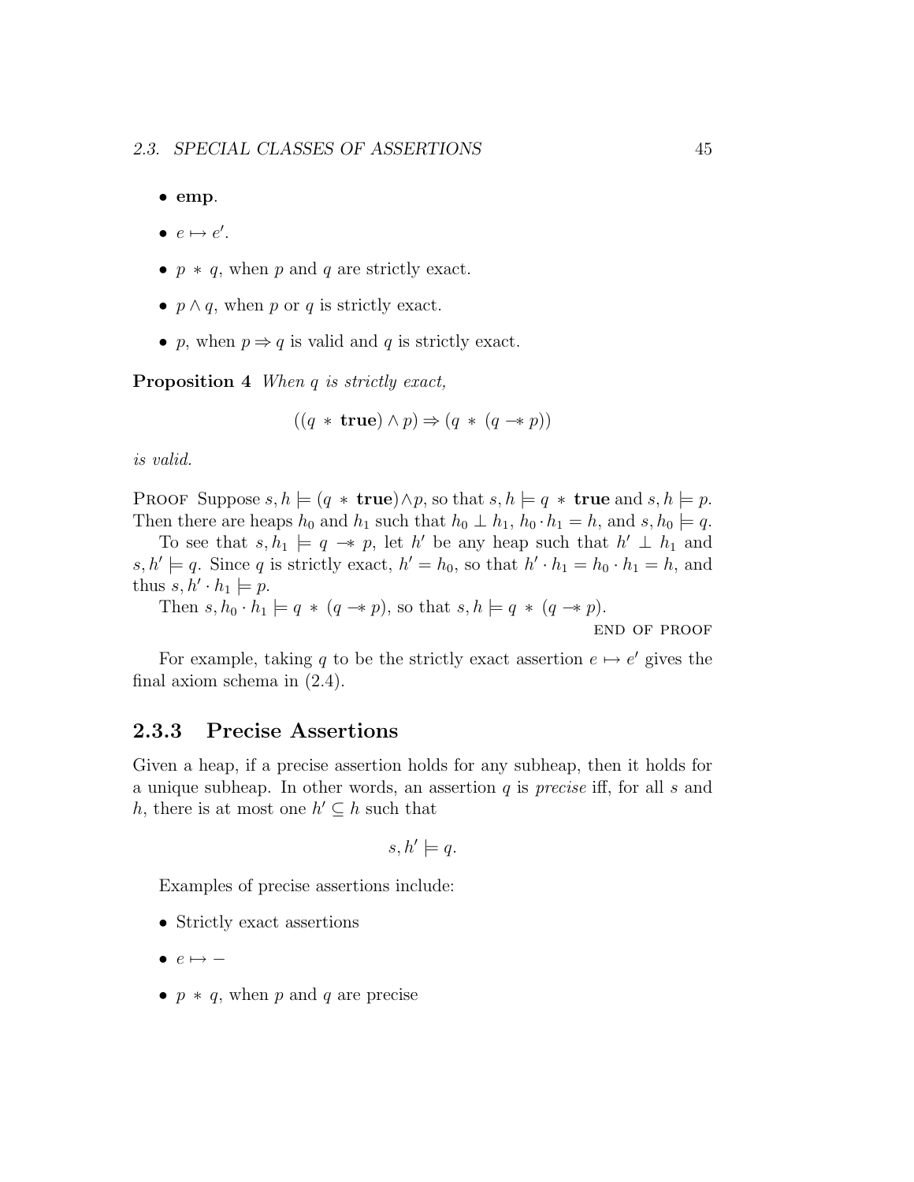- **emp**.
- $e \mapsto e'$.
- $p * q$, when $p$ and $q$ are strictly exact.
- $p \wedge q$, when $p$ or $q$ is strictly exact.
- $p$, when $p \Rightarrow q$ is valid and $q$ is strictly exact.

**Proposition 4** *When $q$ is strictly exact,*

$$((q * \textbf{true}) \wedge p) \Rightarrow (q * (q -\!\!* \, p))$$

*is valid.*

PROOF Suppose $s, h \models (q * \textbf{true}) \wedge p$, so that $s, h \models q * \textbf{true}$ and $s, h \models p$. Then there are heaps $h_0$ and $h_1$ such that $h_0 \perp h_1$, $h_0 \cdot h_1 = h$, and $s, h_0 \models q$.

To see that $s, h_1 \models q -\!\!* \, p$, let $h'$ be any heap such that $h' \perp h_1$ and $s, h' \models q$. Since $q$ is strictly exact, $h' = h_0$, so that $h' \cdot h_1 = h_0 \cdot h_1 = h$, and thus $s, h' \cdot h_1 \models p$.

Then $s, h_0 \cdot h_1 \models q * (q -\!\!* \, p)$, so that $s, h \models q * (q -\!\!* \, p)$.

END OF PROOF

For example, taking $q$ to be the strictly exact assertion $e \mapsto e'$ gives the final axiom schema in (2.4).

### 2.3.3 Precise Assertions

Given a heap, if a precise assertion holds for any subheap, then it holds for a unique subheap. In other words, an assertion $q$ is *precise* iff, for all $s$ and $h$, there is at most one $h' \subseteq h$ such that

$$s, h' \models q.$$

Examples of precise assertions include:

- Strictly exact assertions
- $e \mapsto -$
- $p * q$, when $p$ and $q$ are precise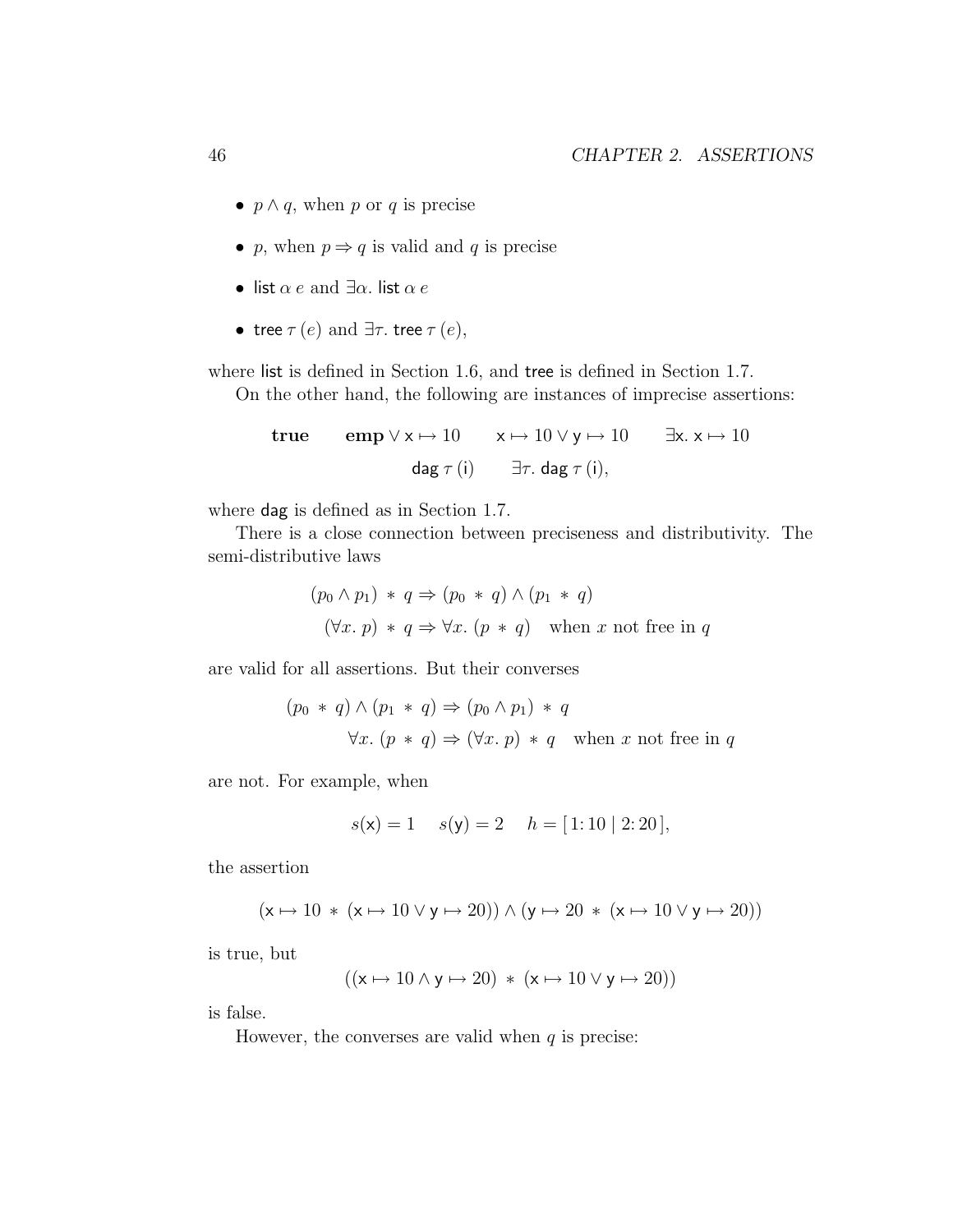- $p \wedge q$, when $p$ or $q$ is precise
- $p$, when $p \Rightarrow q$ is valid and $q$ is precise
- $\mathsf{list}\ \alpha\ e$ and $\exists \alpha.\ \mathsf{list}\ \alpha\ e$
- $\mathsf{tree}\ \tau\ (e)$ and $\exists \tau.\ \mathsf{tree}\ \tau\ (e)$,

where list is defined in Section 1.6, and tree is defined in Section 1.7.

On the other hand, the following are instances of imprecise assertions:

$$\textbf{true} \qquad \textbf{emp} \vee \mathsf{x} \mapsto 10 \qquad \mathsf{x} \mapsto 10 \vee \mathsf{y} \mapsto 10 \qquad \exists \mathsf{x}.\ \mathsf{x} \mapsto 10$$

$$\mathsf{dag}\ \tau\ (\mathsf{i}) \qquad \exists \tau.\ \mathsf{dag}\ \tau\ (\mathsf{i}),$$

where dag is defined as in Section 1.7.

There is a close connection between preciseness and distributivity. The semi-distributive laws

$$(p_0 \wedge p_1) * q \Rightarrow (p_0 * q) \wedge (p_1 * q)$$

$$(\forall x.\ p) * q \Rightarrow \forall x.\ (p * q) \quad \text{when } x \text{ not free in } q$$

are valid for all assertions. But their converses

$$(p_0 * q) \wedge (p_1 * q) \Rightarrow (p_0 \wedge p_1) * q$$

$$\forall x.\ (p * q) \Rightarrow (\forall x.\ p) * q \quad \text{when } x \text{ not free in } q$$

are not. For example, when

$$s(\mathsf{x}) = 1 \quad s(\mathsf{y}) = 2 \quad h = [\, 1\colon 10 \mid 2\colon 20\,],$$

the assertion

$$(\mathsf{x} \mapsto 10 * (\mathsf{x} \mapsto 10 \vee \mathsf{y} \mapsto 20)) \wedge (\mathsf{y} \mapsto 20 * (\mathsf{x} \mapsto 10 \vee \mathsf{y} \mapsto 20))$$

is true, but

$$((\mathsf{x} \mapsto 10 \wedge \mathsf{y} \mapsto 20) * (\mathsf{x} \mapsto 10 \vee \mathsf{y} \mapsto 20))$$

is false.

However, the converses are valid when $q$ is precise: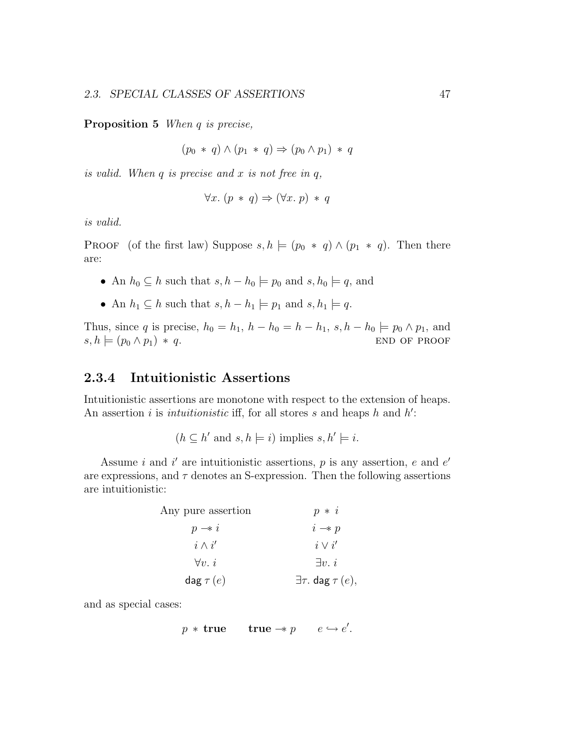**Proposition 5** *When $q$ is precise,*

$$(p_0 \ast q) \wedge (p_1 \ast q) \Rightarrow (p_0 \wedge p_1) \ast q$$

*is valid. When $q$ is precise and $x$ is not free in $q$,*

$$\forall x.\ (p \ast q) \Rightarrow (\forall x.\ p) \ast q$$

*is valid.*

PROOF (of the first law) Suppose $s, h \models (p_0 \ast q) \wedge (p_1 \ast q)$. Then there are:

- An $h_0 \subseteq h$ such that $s, h - h_0 \models p_0$ and $s, h_0 \models q$, and
- An $h_1 \subseteq h$ such that $s, h - h_1 \models p_1$ and $s, h_1 \models q$.

Thus, since $q$ is precise, $h_0 = h_1$, $h - h_0 = h - h_1$, $s, h - h_0 \models p_0 \wedge p_1$, and $s, h \models (p_0 \wedge p_1) \ast q$. END OF PROOF

### 2.3.4 Intuitionistic Assertions

Intuitionistic assertions are monotone with respect to the extension of heaps. An assertion $i$ is *intuitionistic* iff, for all stores $s$ and heaps $h$ and $h'$:

$$(h \subseteq h' \text{ and } s, h \models i) \text{ implies } s, h' \models i.$$

Assume $i$ and $i'$ are intuitionistic assertions, $p$ is any assertion, $e$ and $e'$ are expressions, and $\tau$ denotes an S-expression. Then the following assertions are intuitionistic:

| | |
|---|---|
| Any pure assertion | $p \ast i$ |
| $p \mathrel{-\!\!\ast} i$ | $i \mathrel{-\!\!\ast} p$ |
| $i \wedge i'$ | $i \vee i'$ |
| $\forall v.\ i$ | $\exists v.\ i$ |
| $\mathsf{dag}\ \tau\ (e)$ | $\exists \tau.\ \mathsf{dag}\ \tau\ (e)$, |

and as special cases:

$$p \ast \textbf{true} \qquad \textbf{true} \mathrel{-\!\!\ast} p \qquad e \hookrightarrow e'.$$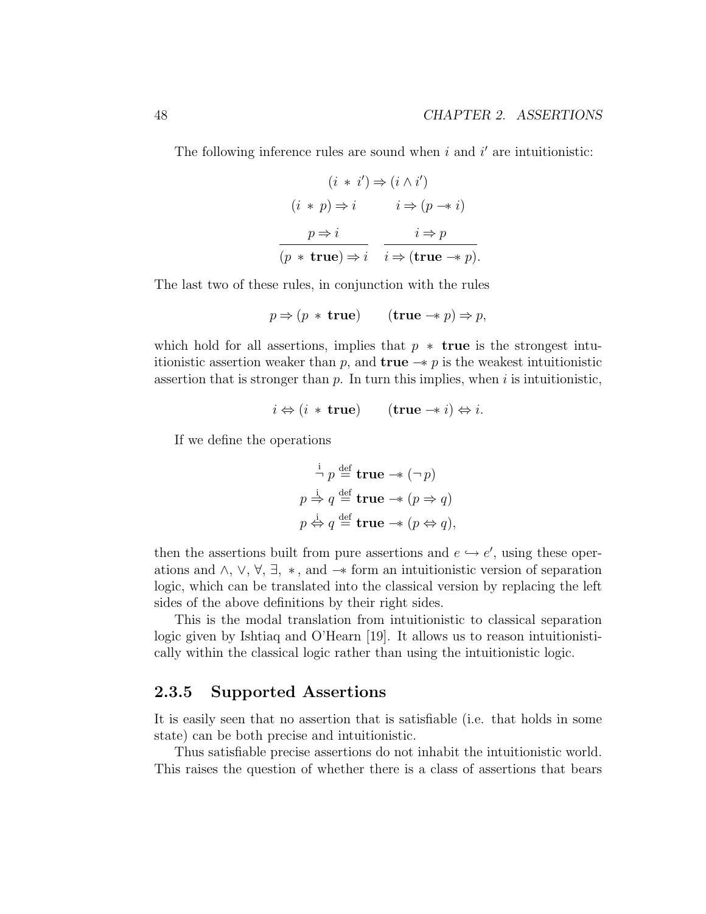The following inference rules are sound when $i$ and $i'$ are intuitionistic:

$$(i \ast i') \Rightarrow (i \wedge i')$$

$$(i \ast p) \Rightarrow i \qquad i \Rightarrow (p \mathrel{-\!\!*} i)$$

$$\frac{p \Rightarrow i}{(p \ast \textbf{true}) \Rightarrow i} \qquad \frac{i \Rightarrow p}{i \Rightarrow (\textbf{true} \mathrel{-\!\!*} p).}$$

The last two of these rules, in conjunction with the rules

$$p \Rightarrow (p \ast \textbf{true}) \qquad (\textbf{true} \mathrel{-\!\!*} p) \Rightarrow p,$$

which hold for all assertions, implies that $p \ast \textbf{true}$ is the strongest intuitionistic assertion weaker than $p$, and $\textbf{true} \mathrel{-\!\!*} p$ is the weakest intuitionistic assertion that is stronger than $p$. In turn this implies, when $i$ is intuitionistic,

$$i \Leftrightarrow (i \ast \textbf{true}) \qquad (\textbf{true} \mathrel{-\!\!*} i) \Leftrightarrow i.$$

If we define the operations

$$\overset{\text{i}}{\neg}\, p \overset{\text{def}}{=} \textbf{true} \mathrel{-\!\!*} (\neg\, p)$$

$$p \overset{\text{i}}{\Rightarrow} q \overset{\text{def}}{=} \textbf{true} \mathrel{-\!\!*} (p \Rightarrow q)$$

$$p \overset{\text{i}}{\Leftrightarrow} q \overset{\text{def}}{=} \textbf{true} \mathrel{-\!\!*} (p \Leftrightarrow q),$$

then the assertions built from pure assertions and $e \hookrightarrow e'$, using these operations and $\wedge$, $\vee$, $\forall$, $\exists$, $\ast$, and $\mathrel{-\!\!*}$ form an intuitionistic version of separation logic, which can be translated into the classical version by replacing the left sides of the above definitions by their right sides.

This is the modal translation from intuitionistic to classical separation logic given by Ishtiaq and O'Hearn [19]. It allows us to reason intuitionistically within the classical logic rather than using the intuitionistic logic.

### 2.3.5 Supported Assertions

It is easily seen that no assertion that is satisfiable (i.e. that holds in some state) can be both precise and intuitionistic.

Thus satisfiable precise assertions do not inhabit the intuitionistic world. This raises the question of whether there is a class of assertions that bears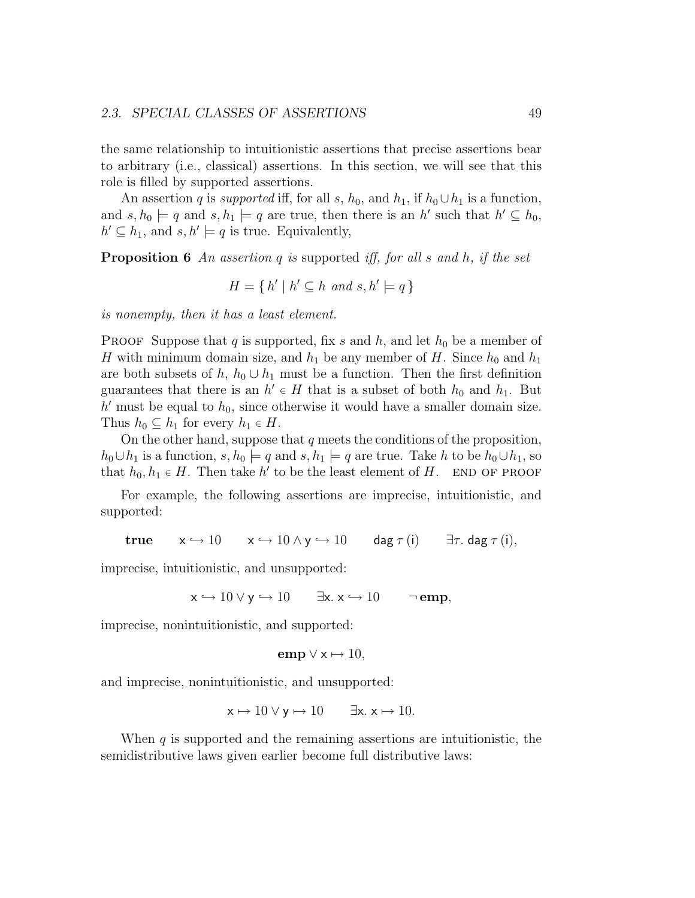the same relationship to intuitionistic assertions that precise assertions bear to arbitrary (i.e., classical) assertions. In this section, we will see that this role is filled by supported assertions.

An assertion $q$ is *supported* iff, for all $s$, $h_0$, and $h_1$, if $h_0 \cup h_1$ is a function, and $s, h_0 \models q$ and $s, h_1 \models q$ are true, then there is an $h'$ such that $h' \subseteq h_0$, $h' \subseteq h_1$, and $s, h' \models q$ is true. Equivalently,

**Proposition 6** *An assertion $q$ is* supported *iff, for all $s$ and $h$, if the set*

$$H = \{\, h' \mid h' \subseteq h \text{ and } s, h' \models q \,\}$$

*is nonempty, then it has a least element.*

PROOF Suppose that $q$ is supported, fix $s$ and $h$, and let $h_0$ be a member of $H$ with minimum domain size, and $h_1$ be any member of $H$. Since $h_0$ and $h_1$ are both subsets of $h$, $h_0 \cup h_1$ must be a function. Then the first definition guarantees that there is an $h' \in H$ that is a subset of both $h_0$ and $h_1$. But $h'$ must be equal to $h_0$, since otherwise it would have a smaller domain size. Thus $h_0 \subseteq h_1$ for every $h_1 \in H$.

On the other hand, suppose that $q$ meets the conditions of the proposition, $h_0 \cup h_1$ is a function, $s, h_0 \models q$ and $s, h_1 \models q$ are true. Take $h$ to be $h_0 \cup h_1$, so that $h_0, h_1 \in H$. Then take $h'$ to be the least element of $H$. END OF PROOF

For example, the following assertions are imprecise, intuitionistic, and supported:

$$\textbf{true} \qquad \mathsf{x} \hookrightarrow 10 \qquad \mathsf{x} \hookrightarrow 10 \wedge \mathsf{y} \hookrightarrow 10 \qquad \mathsf{dag}\,\tau\,(\mathsf{i}) \qquad \exists\tau.\ \mathsf{dag}\,\tau\,(\mathsf{i}),$$

imprecise, intuitionistic, and unsupported:

$$\mathsf{x} \hookrightarrow 10 \vee \mathsf{y} \hookrightarrow 10 \qquad \exists \mathsf{x}.\ \mathsf{x} \hookrightarrow 10 \qquad \neg\, \textbf{emp},$$

imprecise, nonintuitionistic, and supported:

$$\textbf{emp} \vee \mathsf{x} \mapsto 10,$$

and imprecise, nonintuitionistic, and unsupported:

$$\mathsf{x} \mapsto 10 \vee \mathsf{y} \mapsto 10 \qquad \exists \mathsf{x}.\ \mathsf{x} \mapsto 10.$$

When $q$ is supported and the remaining assertions are intuitionistic, the semidistributive laws given earlier become full distributive laws: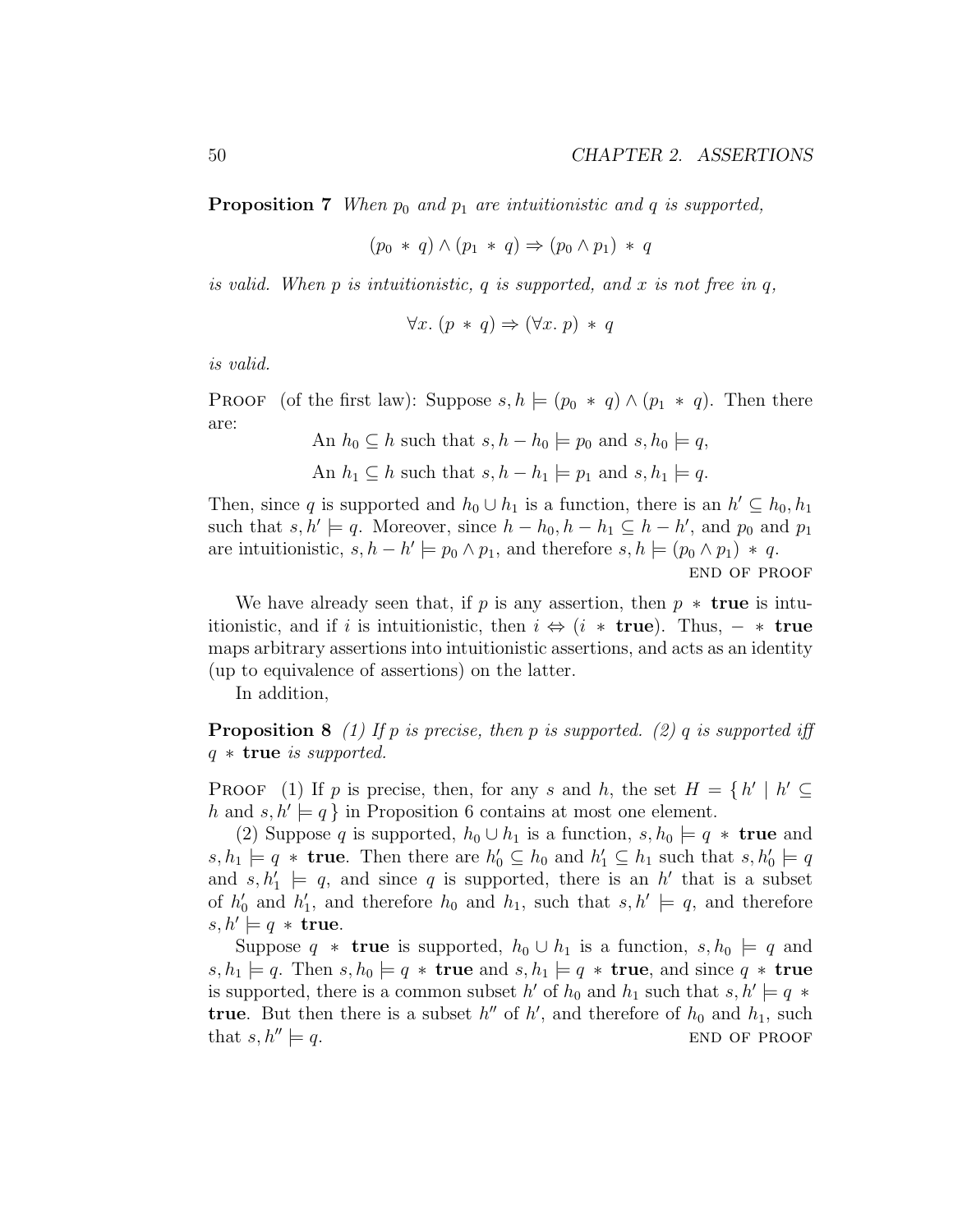**Proposition 7** *When $p_0$ and $p_1$ are intuitionistic and $q$ is supported,*

$$(p_0 \ast q) \wedge (p_1 \ast q) \Rightarrow (p_0 \wedge p_1) \ast q$$

*is valid. When $p$ is intuitionistic, $q$ is supported, and $x$ is not free in $q$,*

$$\forall x.\ (p \ast q) \Rightarrow (\forall x.\ p) \ast q$$

*is valid.*

Proof (of the first law): Suppose $s, h \models (p_0 \ast q) \wedge (p_1 \ast q)$. Then there are:

An $h_0 \subseteq h$ such that $s, h - h_0 \models p_0$ and $s, h_0 \models q$,

An $h_1 \subseteq h$ such that $s, h - h_1 \models p_1$ and $s, h_1 \models q$.

Then, since $q$ is supported and $h_0 \cup h_1$ is a function, there is an $h' \subseteq h_0, h_1$ such that $s, h' \models q$. Moreover, since $h - h_0, h - h_1 \subseteq h - h'$, and $p_0$ and $p_1$ are intuitionistic, $s, h - h' \models p_0 \wedge p_1$, and therefore $s, h \models (p_0 \wedge p_1) \ast q$.

END OF PROOF

We have already seen that, if $p$ is any assertion, then $p \ast \mathbf{true}$ is intuitionistic, and if $i$ is intuitionistic, then $i \Leftrightarrow (i \ast \mathbf{true})$. Thus, $- \ast \mathbf{true}$ maps arbitrary assertions into intuitionistic assertions, and acts as an identity (up to equivalence of assertions) on the latter.

In addition,

**Proposition 8** *(1) If $p$ is precise, then $p$ is supported. (2) $q$ is supported iff $q \ast \mathbf{true}$ is supported.*

Proof (1) If $p$ is precise, then, for any $s$ and $h$, the set $H = \{ h' \mid h' \subseteq h \text{ and } s, h' \models q \}$ in Proposition 6 contains at most one element.

(2) Suppose $q$ is supported, $h_0 \cup h_1$ is a function, $s, h_0 \models q \ast \mathbf{true}$ and $s, h_1 \models q \ast \mathbf{true}$. Then there are $h'_0 \subseteq h_0$ and $h'_1 \subseteq h_1$ such that $s, h'_0 \models q$ and $s, h'_1 \models q$, and since $q$ is supported, there is an $h'$ that is a subset of $h'_0$ and $h'_1$, and therefore $h_0$ and $h_1$, such that $s, h' \models q$, and therefore $s, h' \models q \ast \mathbf{true}$.

Suppose $q \ast \mathbf{true}$ is supported, $h_0 \cup h_1$ is a function, $s, h_0 \models q$ and $s, h_1 \models q$. Then $s, h_0 \models q \ast \mathbf{true}$ and $s, h_1 \models q \ast \mathbf{true}$, and since $q \ast \mathbf{true}$ is supported, there is a common subset $h'$ of $h_0$ and $h_1$ such that $s, h' \models q \ast \mathbf{true}$. But then there is a subset $h''$ of $h'$, and therefore of $h_0$ and $h_1$, such that $s, h'' \models q$.

END OF PROOF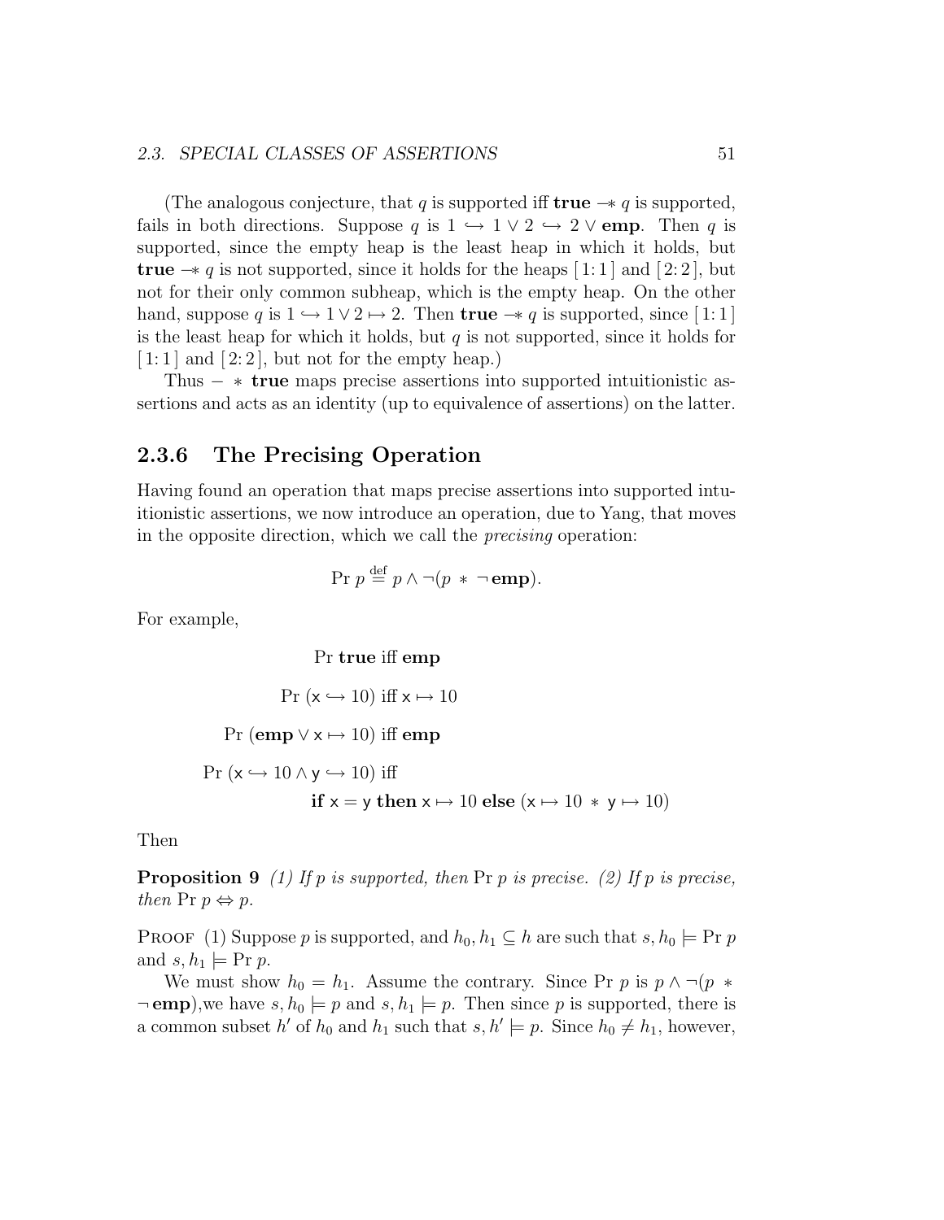(The analogous conjecture, that $q$ is supported iff $\mathbf{true} \mathrel{-\!\!*} q$ is supported, fails in both directions. Suppose $q$ is $1 \hookrightarrow 1 \vee 2 \hookrightarrow 2 \vee \mathbf{emp}$. Then $q$ is supported, since the empty heap is the least heap in which it holds, but $\mathbf{true} \mathrel{-\!\!*} q$ is not supported, since it holds for the heaps $[\,1\colon 1\,]$ and $[\,2\colon 2\,]$, but not for their only common subheap, which is the empty heap. On the other hand, suppose $q$ is $1 \hookrightarrow 1 \vee 2 \mapsto 2$. Then $\mathbf{true} \mathrel{-\!\!*} q$ is supported, since $[\,1\colon 1\,]$ is the least heap for which it holds, but $q$ is not supported, since it holds for $[\,1\colon 1\,]$ and $[\,2\colon 2\,]$, but not for the empty heap.)

Thus $- \,*\, \mathbf{true}$ maps precise assertions into supported intuitionistic assertions and acts as an identity (up to equivalence of assertions) on the latter.

## 2.3.6 The Precising Operation

Having found an operation that maps precise assertions into supported intuitionistic assertions, we now introduce an operation, due to Yang, that moves in the opposite direction, which we call the *precising* operation:

$$\mathrm{Pr}\ p \stackrel{\mathrm{def}}{=} p \wedge \neg(p \ * \ \neg\, \mathbf{emp}).$$

For example,

$$\mathrm{Pr}\ \mathbf{true} \text{ iff } \mathbf{emp}$$

$$\mathrm{Pr}\ (\mathsf{x} \hookrightarrow 10) \text{ iff } \mathsf{x} \mapsto 10$$

$$\mathrm{Pr}\ (\mathbf{emp} \vee \mathsf{x} \mapsto 10) \text{ iff } \mathbf{emp}$$

$$\mathrm{Pr}\ (\mathsf{x} \hookrightarrow 10 \wedge \mathsf{y} \hookrightarrow 10) \text{ iff}$$
$$\mathbf{if}\ \mathsf{x} = \mathsf{y}\ \mathbf{then}\ \mathsf{x} \mapsto 10\ \mathbf{else}\ (\mathsf{x} \mapsto 10 \ * \ \mathsf{y} \mapsto 10)$$

Then

**Proposition 9** *(1) If $p$ is supported, then* $\mathrm{Pr}\ p$ *is precise. (2) If $p$ is precise, then* $\mathrm{Pr}\ p \Leftrightarrow p$.

Proof (1) Suppose $p$ is supported, and $h_0, h_1 \subseteq h$ are such that $s, h_0 \models \mathrm{Pr}\ p$ and $s, h_1 \models \mathrm{Pr}\ p$.

We must show $h_0 = h_1$. Assume the contrary. Since $\mathrm{Pr}\ p$ is $p \wedge \neg(p \ * \ \neg\, \mathbf{emp})$,we have $s, h_0 \models p$ and $s, h_1 \models p$. Then since $p$ is supported, there is a common subset $h'$ of $h_0$ and $h_1$ such that $s, h' \models p$. Since $h_0 \neq h_1$, however,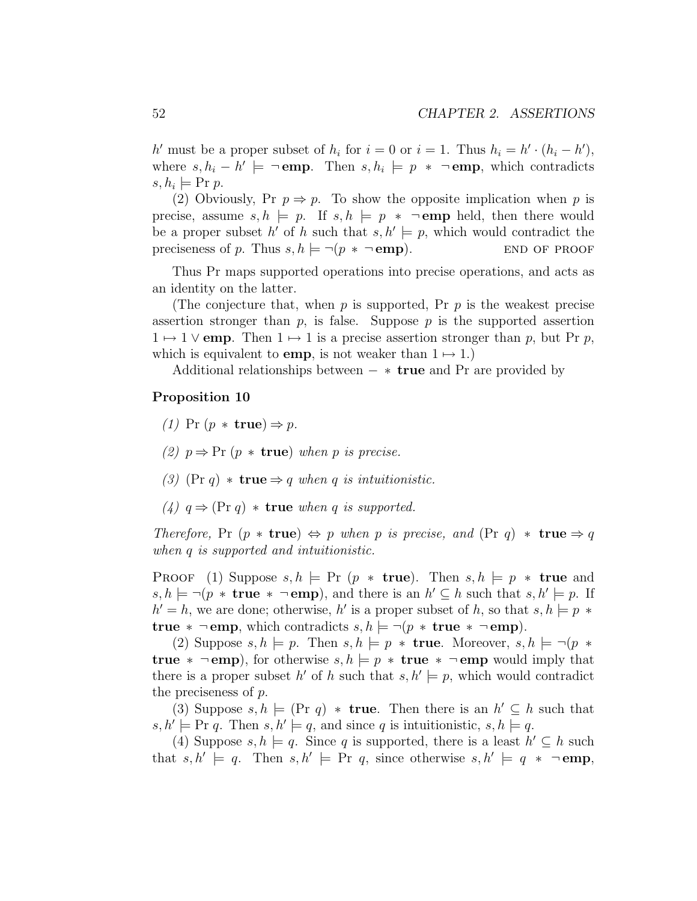$h'$ must be a proper subset of $h_i$ for $i = 0$ or $i = 1$. Thus $h_i = h' \cdot (h_i - h')$, where $s, h_i - h' \models \neg\,\mathbf{emp}$. Then $s, h_i \models p \ast \neg\,\mathbf{emp}$, which contradicts $s, h_i \models \mathrm{Pr}\ p$.

(2) Obviously, $\mathrm{Pr}\ p \Rightarrow p$. To show the opposite implication when $p$ is precise, assume $s, h \models p$. If $s, h \models p \ast \neg\,\mathbf{emp}$ held, then there would be a proper subset $h'$ of $h$ such that $s, h' \models p$, which would contradict the preciseness of $p$. Thus $s, h \models \neg(p \ast \neg\,\mathbf{emp})$. END OF PROOF

Thus Pr maps supported operations into precise operations, and acts as an identity on the latter.

(The conjecture that, when $p$ is supported, $\mathrm{Pr}\ p$ is the weakest precise assertion stronger than $p$, is false. Suppose $p$ is the supported assertion $1 \mapsto 1 \vee \mathbf{emp}$. Then $1 \mapsto 1$ is a precise assertion stronger than $p$, but $\mathrm{Pr}\ p$, which is equivalent to $\mathbf{emp}$, is not weaker than $1 \mapsto 1$.)

Additional relationships between $- \ast \mathbf{true}$ and Pr are provided by

**Proposition 10**

*(1)* $\mathrm{Pr}\ (p \ast \mathbf{true}) \Rightarrow p$*.*

*(2)* $p \Rightarrow \mathrm{Pr}\ (p \ast \mathbf{true})$ *when $p$ is precise.*

*(3)* $(\mathrm{Pr}\ q) \ast \mathbf{true} \Rightarrow q$ *when $q$ is intuitionistic.*

*(4)* $q \Rightarrow (\mathrm{Pr}\ q) \ast \mathbf{true}$ *when $q$ is supported.*

*Therefore,* $\mathrm{Pr}\ (p \ast \mathbf{true}) \Leftrightarrow p$ *when $p$ is precise, and* $(\mathrm{Pr}\ q) \ast \mathbf{true} \Rightarrow q$ *when $q$ is supported and intuitionistic.*

PROOF (1) Suppose $s, h \models \mathrm{Pr}\ (p \ast \mathbf{true})$. Then $s, h \models p \ast \mathbf{true}$ and $s, h \models \neg(p \ast \mathbf{true} \ast \neg\,\mathbf{emp})$, and there is an $h' \subseteq h$ such that $s, h' \models p$. If $h' = h$, we are done; otherwise, $h'$ is a proper subset of $h$, so that $s, h \models p \ast \mathbf{true} \ast \neg\,\mathbf{emp}$, which contradicts $s, h \models \neg(p \ast \mathbf{true} \ast \neg\,\mathbf{emp})$.

(2) Suppose $s, h \models p$. Then $s, h \models p \ast \mathbf{true}$. Moreover, $s, h \models \neg(p \ast \mathbf{true} \ast \neg\,\mathbf{emp})$, for otherwise $s, h \models p \ast \mathbf{true} \ast \neg\,\mathbf{emp}$ would imply that there is a proper subset $h'$ of $h$ such that $s, h' \models p$, which would contradict the preciseness of $p$.

(3) Suppose $s, h \models (\mathrm{Pr}\ q) \ast \mathbf{true}$. Then there is an $h' \subseteq h$ such that $s, h' \models \mathrm{Pr}\ q$. Then $s, h' \models q$, and since $q$ is intuitionistic, $s, h \models q$.

(4) Suppose $s, h \models q$. Since $q$ is supported, there is a least $h' \subseteq h$ such that $s, h' \models q$. Then $s, h' \models \mathrm{Pr}\ q$, since otherwise $s, h' \models q \ast \neg\,\mathbf{emp}$,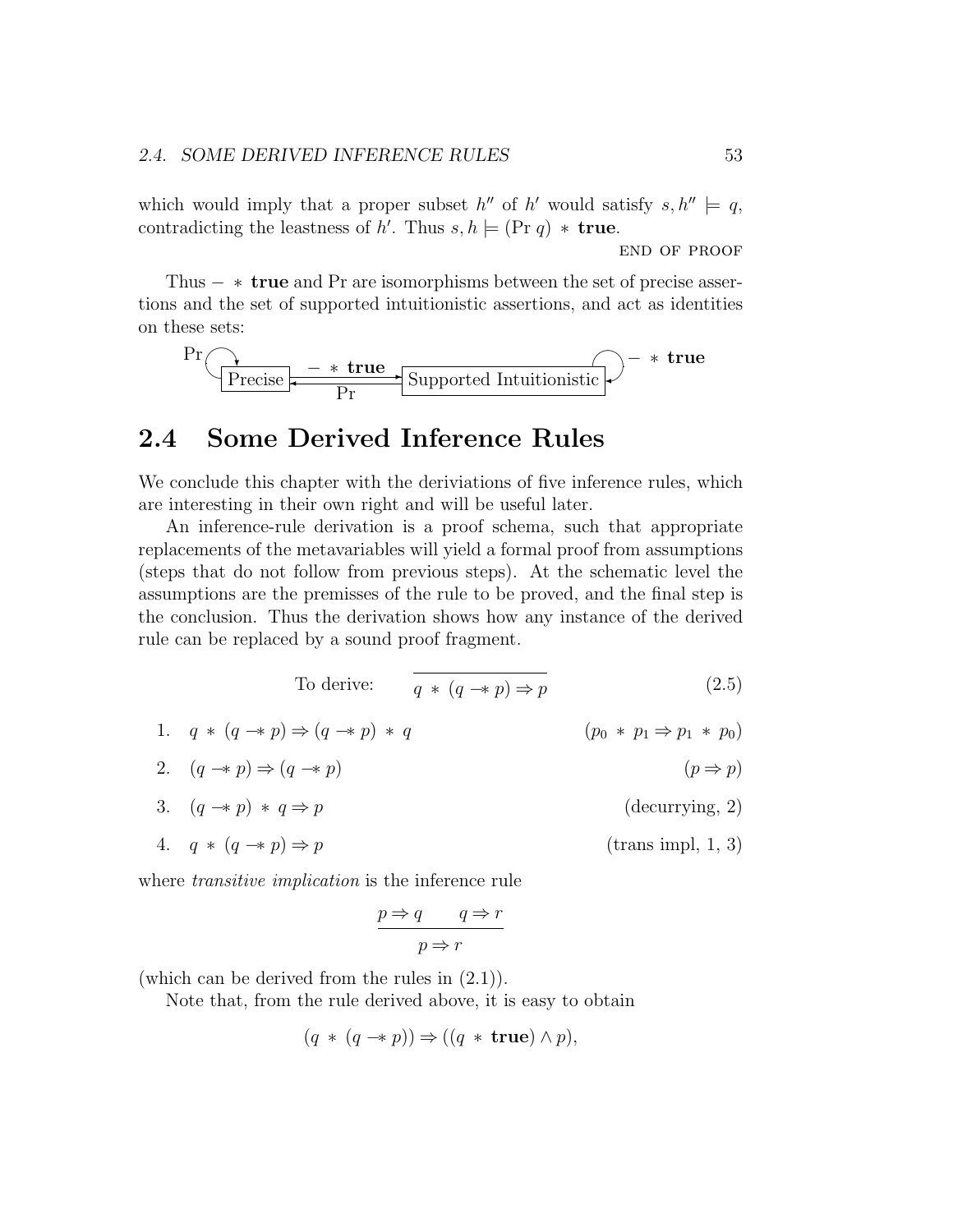which would imply that a proper subset $h''$ of $h'$ would satisfy $s, h'' \models q$, contradicting the leastness of $h'$. Thus $s, h \models (\text{Pr } q) * \textbf{true}$.

END OF PROOF

Thus $- * \textbf{true}$ and Pr are isomorphisms between the set of precise assertions and the set of supported intuitionistic assertions, and act as identities on these sets:

$$\text{Pr} \circlearrowright \boxed{\text{Precise}} \underset{\text{Pr}}{\overset{- * \textbf{true}}{\rightleftarrows}} \boxed{\text{Supported Intuitionistic}} \circlearrowleft - * \textbf{true}$$

## 2.4 Some Derived Inference Rules

We conclude this chapter with the deriviations of five inference rules, which are interesting in their own right and will be useful later.

An inference-rule derivation is a proof schema, such that appropriate replacements of the metavariables will yield a formal proof from assumptions (steps that do not follow from previous steps). At the schematic level the assumptions are the premisses of the rule to be proved, and the final step is the conclusion. Thus the derivation shows how any instance of the derived rule can be replaced by a sound proof fragment.

To derive: $\dfrac{}{q * (q -\!\!* p) \Rightarrow p}$ (2.5)

1. $q * (q -\!\!* p) \Rightarrow (q -\!\!* p) * q$ $\quad (p_0 * p_1 \Rightarrow p_1 * p_0)$
2. $(q -\!\!* p) \Rightarrow (q -\!\!* p)$ $\quad (p \Rightarrow p)$
3. $(q -\!\!* p) * q \Rightarrow p$ $\quad$ (decurrying, 2)
4. $q * (q -\!\!* p) \Rightarrow p$ $\quad$ (trans impl, 1, 3)

where *transitive implication* is the inference rule

$$\frac{p \Rightarrow q \qquad q \Rightarrow r}{p \Rightarrow r}$$

(which can be derived from the rules in (2.1)).

Note that, from the rule derived above, it is easy to obtain

$$(q * (q -\!\!* p)) \Rightarrow ((q * \textbf{true}) \wedge p),$$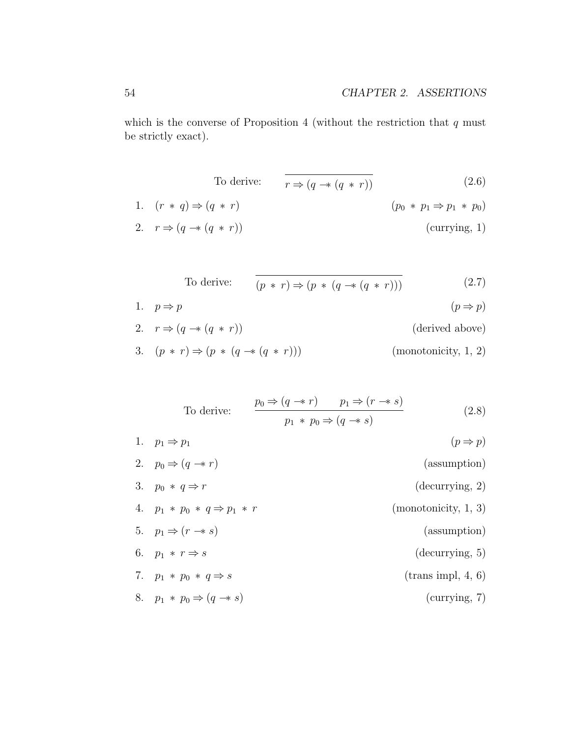which is the converse of Proposition 4 (without the restriction that $q$ must be strictly exact).

$$\text{To derive:} \quad \frac{}{r \Rightarrow (q \mathrel{-\!\!*} (q * r))} \tag{2.6}$$

1. $(r * q) \Rightarrow (q * r)$ $\qquad (p_0 * p_1 \Rightarrow p_1 * p_0)$
2. $r \Rightarrow (q \mathrel{-\!\!*} (q * r))$ $\qquad$ (currying, 1)

$$\text{To derive:} \quad \frac{}{(p * r) \Rightarrow (p * (q \mathrel{-\!\!*} (q * r)))} \tag{2.7}$$

1. $p \Rightarrow p$ $\qquad (p \Rightarrow p)$
2. $r \Rightarrow (q \mathrel{-\!\!*} (q * r))$ $\qquad$ (derived above)
3. $(p * r) \Rightarrow (p * (q \mathrel{-\!\!*} (q * r)))$ $\qquad$ (monotonicity, 1, 2)

$$\text{To derive:} \quad \frac{p_0 \Rightarrow (q \mathrel{-\!\!*} r) \qquad p_1 \Rightarrow (r \mathrel{-\!\!*} s)}{p_1 * p_0 \Rightarrow (q \mathrel{-\!\!*} s)} \tag{2.8}$$

1. $p_1 \Rightarrow p_1$ $\qquad (p \Rightarrow p)$
2. $p_0 \Rightarrow (q \mathrel{-\!\!*} r)$ $\qquad$ (assumption)
3. $p_0 * q \Rightarrow r$ $\qquad$ (decurrying, 2)
4. $p_1 * p_0 * q \Rightarrow p_1 * r$ $\qquad$ (monotonicity, 1, 3)
5. $p_1 \Rightarrow (r \mathrel{-\!\!*} s)$ $\qquad$ (assumption)
6. $p_1 * r \Rightarrow s$ $\qquad$ (decurrying, 5)
7. $p_1 * p_0 * q \Rightarrow s$ $\qquad$ (trans impl, 4, 6)
8. $p_1 * p_0 \Rightarrow (q \mathrel{-\!\!*} s)$ $\qquad$ (currying, 7)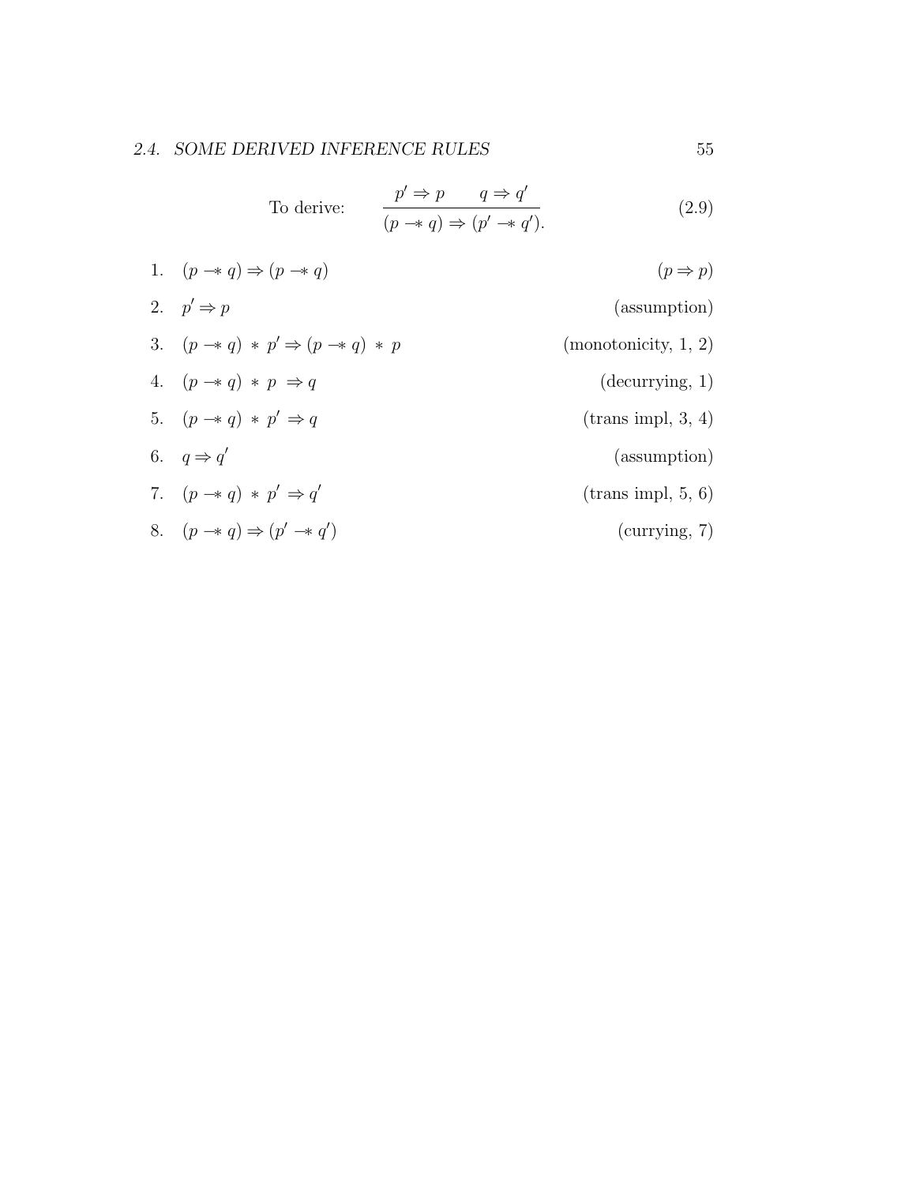To derive:

$$\frac{p' \Rightarrow p \qquad q \Rightarrow q'}{(p \mathrel{-\!\!*} q) \Rightarrow (p' \mathrel{-\!\!*} q').} \tag{2.9}$$

1. $(p \mathrel{-\!\!*} q) \Rightarrow (p \mathrel{-\!\!*} q)$ — ($p \Rightarrow p$)
2. $p' \Rightarrow p$ — (assumption)
3. $(p \mathrel{-\!\!*} q) * p' \Rightarrow (p \mathrel{-\!\!*} q) * p$ — (monotonicity, 1, 2)
4. $(p \mathrel{-\!\!*} q) * p \Rightarrow q$ — (decurrying, 1)
5. $(p \mathrel{-\!\!*} q) * p' \Rightarrow q$ — (trans impl, 3, 4)
6. $q \Rightarrow q'$ — (assumption)
7. $(p \mathrel{-\!\!*} q) * p' \Rightarrow q'$ — (trans impl, 5, 6)
8. $(p \mathrel{-\!\!*} q) \Rightarrow (p' \mathrel{-\!\!*} q')$ — (currying, 7)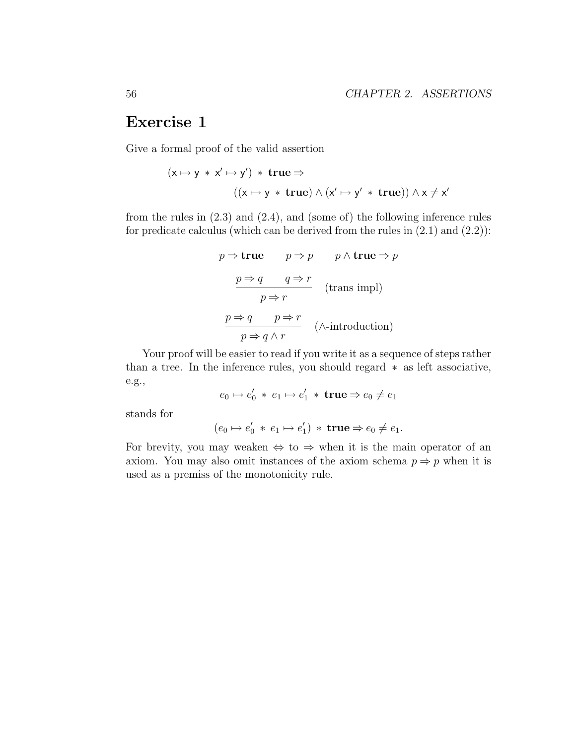# Exercise 1

Give a formal proof of the valid assertion

$$(\mathsf{x} \mapsto \mathsf{y} \ * \ \mathsf{x}' \mapsto \mathsf{y}') \ * \ \mathbf{true} \Rightarrow$$
$$((\mathsf{x} \mapsto \mathsf{y} \ * \ \mathbf{true}) \wedge (\mathsf{x}' \mapsto \mathsf{y}' \ * \ \mathbf{true})) \wedge \mathsf{x} \neq \mathsf{x}'$$

from the rules in (2.3) and (2.4), and (some of) the following inference rules for predicate calculus (which can be derived from the rules in (2.1) and (2.2)):

$$p \Rightarrow \mathbf{true} \qquad p \Rightarrow p \qquad p \wedge \mathbf{true} \Rightarrow p$$

$$\frac{p \Rightarrow q \qquad q \Rightarrow r}{p \Rightarrow r} \quad \text{(trans impl)}$$

$$\frac{p \Rightarrow q \qquad p \Rightarrow r}{p \Rightarrow q \wedge r} \quad (\wedge\text{-introduction})$$

Your proof will be easier to read if you write it as a sequence of steps rather than a tree. In the inference rules, you should regard $*$ as left associative, e.g.,

$$e_0 \mapsto e_0' \ * \ e_1 \mapsto e_1' \ * \ \mathbf{true} \Rightarrow e_0 \neq e_1$$

stands for

$$(e_0 \mapsto e_0' \ * \ e_1 \mapsto e_1') \ * \ \mathbf{true} \Rightarrow e_0 \neq e_1.$$

For brevity, you may weaken $\Leftrightarrow$ to $\Rightarrow$ when it is the main operator of an axiom. You may also omit instances of the axiom schema $p \Rightarrow p$ when it is used as a premiss of the monotonicity rule.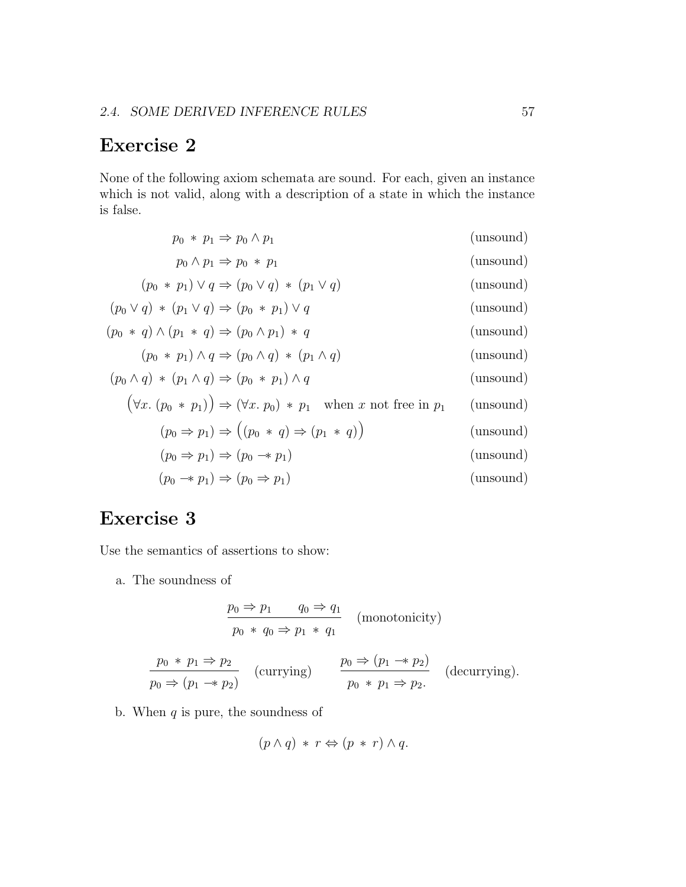## Exercise 2

None of the following axiom schemata are sound. For each, given an instance which is not valid, along with a description of a state in which the instance is false.

$$p_0 \ast p_1 \Rightarrow p_0 \wedge p_1 \qquad \text{(unsound)}$$

$$p_0 \wedge p_1 \Rightarrow p_0 \ast p_1 \qquad \text{(unsound)}$$

$$(p_0 \ast p_1) \vee q \Rightarrow (p_0 \vee q) \ast (p_1 \vee q) \qquad \text{(unsound)}$$

$$(p_0 \vee q) \ast (p_1 \vee q) \Rightarrow (p_0 \ast p_1) \vee q \qquad \text{(unsound)}$$

$$(p_0 \ast q) \wedge (p_1 \ast q) \Rightarrow (p_0 \wedge p_1) \ast q \qquad \text{(unsound)}$$

$$(p_0 \ast p_1) \wedge q \Rightarrow (p_0 \wedge q) \ast (p_1 \wedge q) \qquad \text{(unsound)}$$

$$(p_0 \wedge q) \ast (p_1 \wedge q) \Rightarrow (p_0 \ast p_1) \wedge q \qquad \text{(unsound)}$$

$$\big(\forall x.\ (p_0 \ast p_1)\big) \Rightarrow (\forall x.\ p_0) \ast p_1 \quad \text{when } x \text{ not free in } p_1 \qquad \text{(unsound)}$$

$$(p_0 \Rightarrow p_1) \Rightarrow \big((p_0 \ast q) \Rightarrow (p_1 \ast q)\big) \qquad \text{(unsound)}$$

$$(p_0 \Rightarrow p_1) \Rightarrow (p_0 \mathrel{-\!\!*} p_1) \qquad \text{(unsound)}$$

$$(p_0 \mathrel{-\!\!*} p_1) \Rightarrow (p_0 \Rightarrow p_1) \qquad \text{(unsound)}$$

## Exercise 3

Use the semantics of assertions to show:

a. The soundness of

$$\frac{p_0 \Rightarrow p_1 \qquad q_0 \Rightarrow q_1}{p_0 \ast q_0 \Rightarrow p_1 \ast q_1} \quad \text{(monotonicity)}$$

$$\frac{p_0 \ast p_1 \Rightarrow p_2}{p_0 \Rightarrow (p_1 \mathrel{-\!\!*} p_2)} \quad \text{(currying)} \qquad \frac{p_0 \Rightarrow (p_1 \mathrel{-\!\!*} p_2)}{p_0 \ast p_1 \Rightarrow p_2.} \quad \text{(decurrying).}$$

b. When $q$ is pure, the soundness of

$$(p \wedge q) \ast r \Leftrightarrow (p \ast r) \wedge q.$$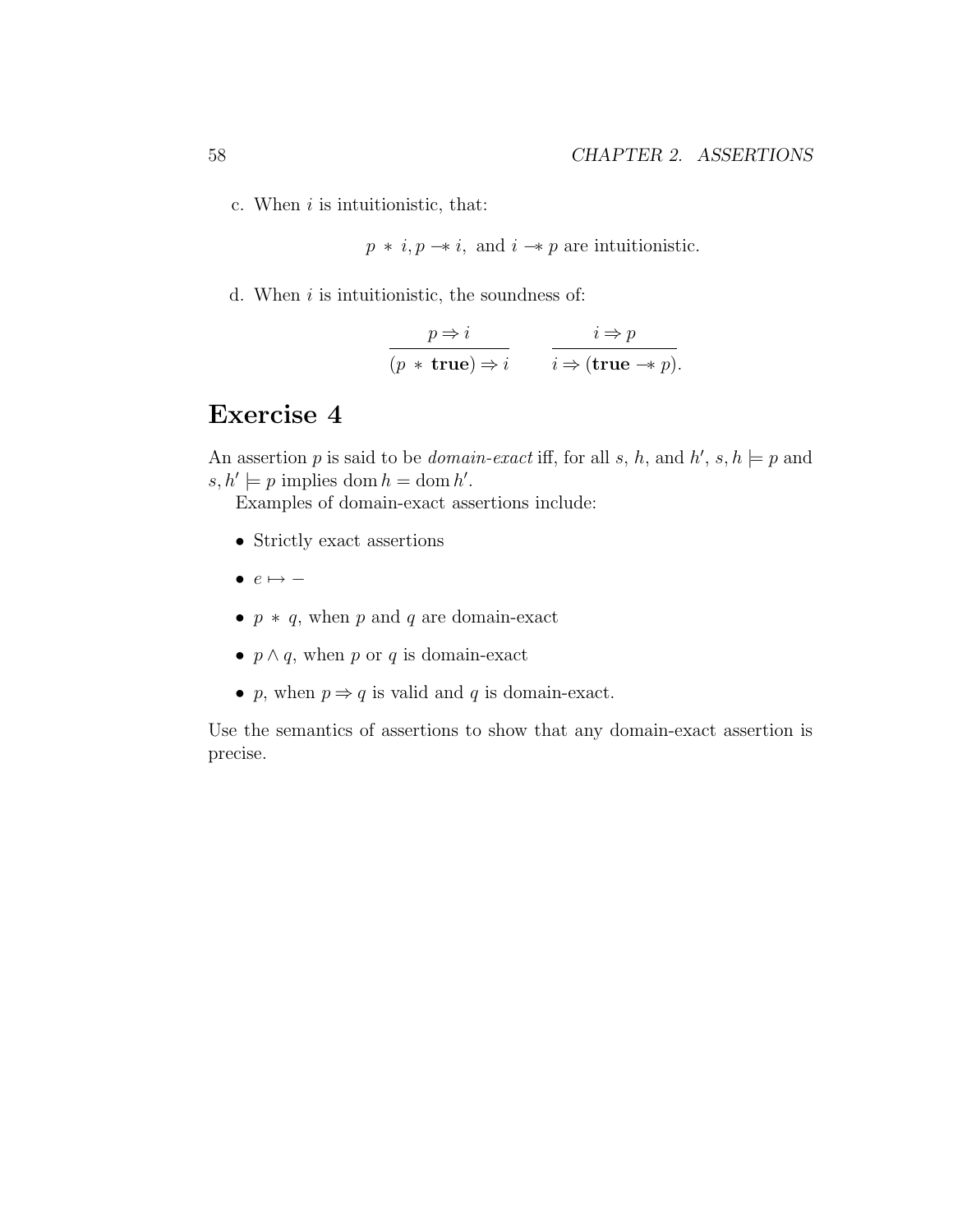c. When $i$ is intuitionistic, that:

$$p * i, p \mathrel{-\!\!*} i, \text{ and } i \mathrel{-\!\!*} p \text{ are intuitionistic.}$$

d. When $i$ is intuitionistic, the soundness of:

$$\frac{p \Rightarrow i}{(p * \textbf{true}) \Rightarrow i} \qquad \frac{i \Rightarrow p}{i \Rightarrow (\textbf{true} \mathrel{-\!\!*} p).}$$

## Exercise 4

An assertion $p$ is said to be *domain-exact* iff, for all $s$, $h$, and $h'$, $s, h \models p$ and $s, h' \models p$ implies $\operatorname{dom} h = \operatorname{dom} h'$.

Examples of domain-exact assertions include:

- Strictly exact assertions
- $e \mapsto -$
- $p * q$, when $p$ and $q$ are domain-exact
- $p \wedge q$, when $p$ or $q$ is domain-exact
- $p$, when $p \Rightarrow q$ is valid and $q$ is domain-exact.

Use the semantics of assertions to show that any domain-exact assertion is precise.